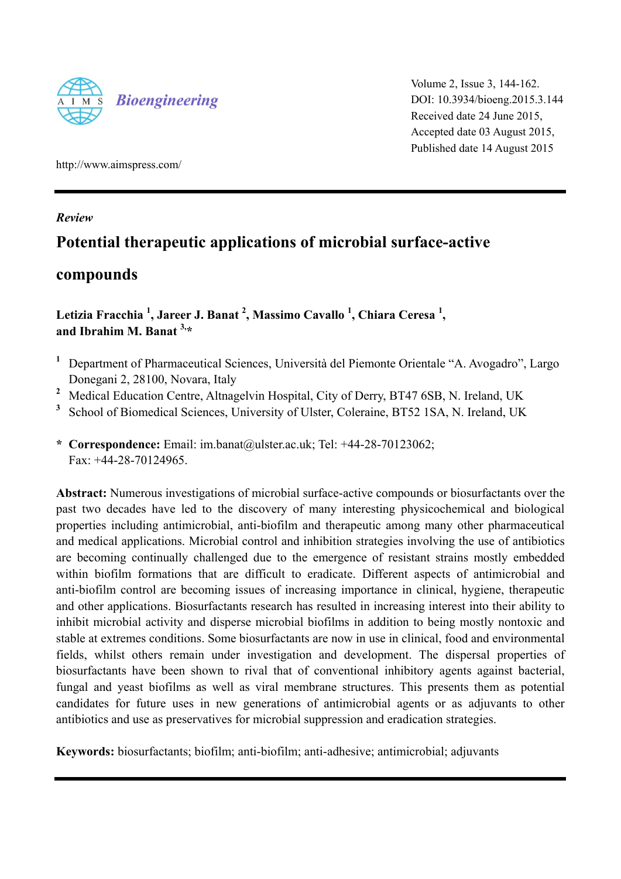AIMS Bioengineering

Volume 2, Issue 3, 144-162.
DOI: 10.3934/bioeng.2015.3.144
Received date 24 June 2015,
Accepted date 03 August 2015,
Published date 14 August 2015

http://www.aimspress.com/

*Review*

# Potential therapeutic applications of microbial surface-active compounds

**Letizia Fracchia [1], Jareer J. Banat [2], Massimo Cavallo [1], Chiara Ceresa [1], and Ibrahim M. Banat [3,*]**

[1] Department of Pharmaceutical Sciences, Università del Piemonte Orientale "A. Avogadro", Largo Donegani 2, 28100, Novara, Italy

[2] Medical Education Centre, Altnagelvin Hospital, City of Derry, BT47 6SB, N. Ireland, UK

[3] School of Biomedical Sciences, University of Ulster, Coleraine, BT52 1SA, N. Ireland, UK

\* **Correspondence:** Email: im.banat@ulster.ac.uk; Tel: +44-28-70123062; Fax: +44-28-70124965.

**Abstract:** Numerous investigations of microbial surface-active compounds or biosurfactants over the past two decades have led to the discovery of many interesting physicochemical and biological properties including antimicrobial, anti-biofilm and therapeutic among many other pharmaceutical and medical applications. Microbial control and inhibition strategies involving the use of antibiotics are becoming continually challenged due to the emergence of resistant strains mostly embedded within biofilm formations that are difficult to eradicate. Different aspects of antimicrobial and anti-biofilm control are becoming issues of increasing importance in clinical, hygiene, therapeutic and other applications. Biosurfactants research has resulted in increasing interest into their ability to inhibit microbial activity and disperse microbial biofilms in addition to being mostly nontoxic and stable at extremes conditions. Some biosurfactants are now in use in clinical, food and environmental fields, whilst others remain under investigation and development. The dispersal properties of biosurfactants have been shown to rival that of conventional inhibitory agents against bacterial, fungal and yeast biofilms as well as viral membrane structures. This presents them as potential candidates for future uses in new generations of antimicrobial agents or as adjuvants to other antibiotics and use as preservatives for microbial suppression and eradication strategies.

**Keywords:** biosurfactants; biofilm; anti-biofilm; anti-adhesive; antimicrobial; adjuvants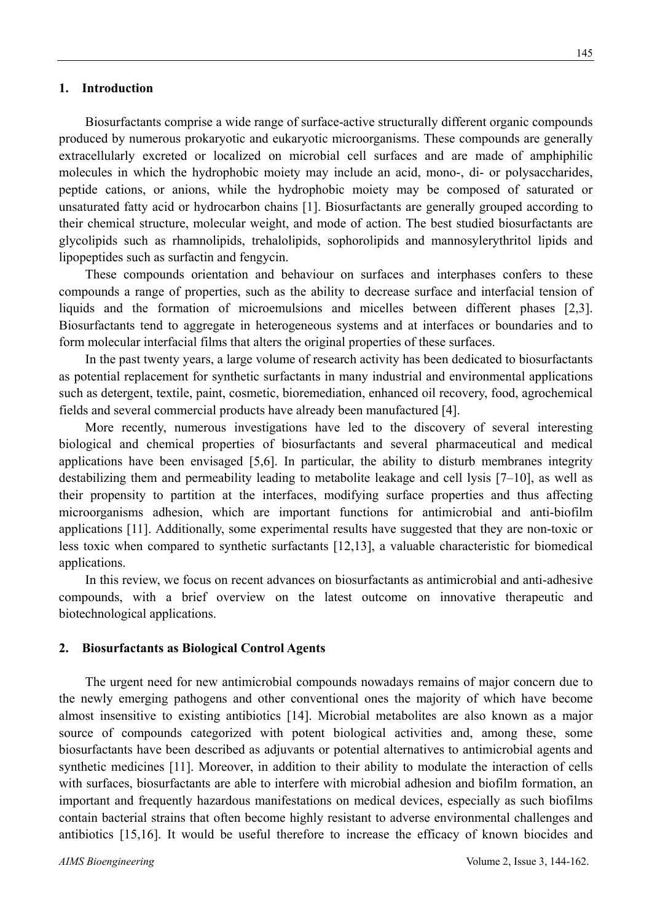## 1. Introduction

Biosurfactants comprise a wide range of surface-active structurally different organic compounds produced by numerous prokaryotic and eukaryotic microorganisms. These compounds are generally extracellularly excreted or localized on microbial cell surfaces and are made of amphiphilic molecules in which the hydrophobic moiety may include an acid, mono-, di- or polysaccharides, peptide cations, or anions, while the hydrophobic moiety may be composed of saturated or unsaturated fatty acid or hydrocarbon chains [1]. Biosurfactants are generally grouped according to their chemical structure, molecular weight, and mode of action. The best studied biosurfactants are glycolipids such as rhamnolipids, trehalolipids, sophorolipids and mannosylerythritol lipids and lipopeptides such as surfactin and fengycin.

These compounds orientation and behaviour on surfaces and interphases confers to these compounds a range of properties, such as the ability to decrease surface and interfacial tension of liquids and the formation of microemulsions and micelles between different phases [2,3]. Biosurfactants tend to aggregate in heterogeneous systems and at interfaces or boundaries and to form molecular interfacial films that alters the original properties of these surfaces.

In the past twenty years, a large volume of research activity has been dedicated to biosurfactants as potential replacement for synthetic surfactants in many industrial and environmental applications such as detergent, textile, paint, cosmetic, bioremediation, enhanced oil recovery, food, agrochemical fields and several commercial products have already been manufactured [4].

More recently, numerous investigations have led to the discovery of several interesting biological and chemical properties of biosurfactants and several pharmaceutical and medical applications have been envisaged [5,6]. In particular, the ability to disturb membranes integrity destabilizing them and permeability leading to metabolite leakage and cell lysis [7–10], as well as their propensity to partition at the interfaces, modifying surface properties and thus affecting microorganisms adhesion, which are important functions for antimicrobial and anti-biofilm applications [11]. Additionally, some experimental results have suggested that they are non-toxic or less toxic when compared to synthetic surfactants [12,13], a valuable characteristic for biomedical applications.

In this review, we focus on recent advances on biosurfactants as antimicrobial and anti-adhesive compounds, with a brief overview on the latest outcome on innovative therapeutic and biotechnological applications.

## 2. Biosurfactants as Biological Control Agents

The urgent need for new antimicrobial compounds nowadays remains of major concern due to the newly emerging pathogens and other conventional ones the majority of which have become almost insensitive to existing antibiotics [14]. Microbial metabolites are also known as a major source of compounds categorized with potent biological activities and, among these, some biosurfactants have been described as adjuvants or potential alternatives to antimicrobial agents and synthetic medicines [11]. Moreover, in addition to their ability to modulate the interaction of cells with surfaces, biosurfactants are able to interfere with microbial adhesion and biofilm formation, an important and frequently hazardous manifestations on medical devices, especially as such biofilms contain bacterial strains that often become highly resistant to adverse environmental challenges and antibiotics [15,16]. It would be useful therefore to increase the efficacy of known biocides and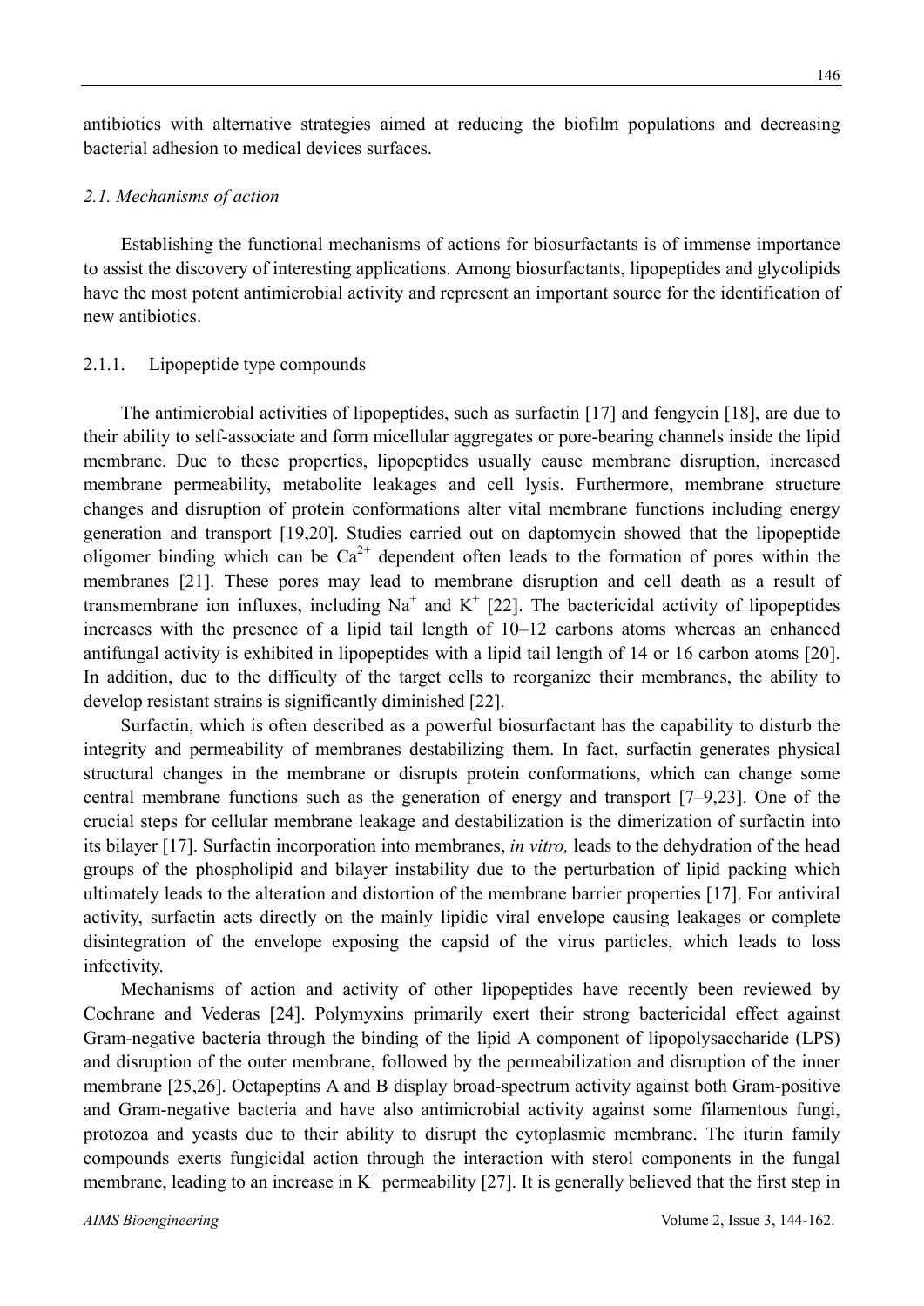antibiotics with alternative strategies aimed at reducing the biofilm populations and decreasing bacterial adhesion to medical devices surfaces.

### *2.1. Mechanisms of action*

Establishing the functional mechanisms of actions for biosurfactants is of immense importance to assist the discovery of interesting applications. Among biosurfactants, lipopeptides and glycolipids have the most potent antimicrobial activity and represent an important source for the identification of new antibiotics.

#### 2.1.1. Lipopeptide type compounds

The antimicrobial activities of lipopeptides, such as surfactin [17] and fengycin [18], are due to their ability to self-associate and form micellular aggregates or pore-bearing channels inside the lipid membrane. Due to these properties, lipopeptides usually cause membrane disruption, increased membrane permeability, metabolite leakages and cell lysis. Furthermore, membrane structure changes and disruption of protein conformations alter vital membrane functions including energy generation and transport [19,20]. Studies carried out on daptomycin showed that the lipopeptide oligomer binding which can be $Ca^{2+}$ dependent often leads to the formation of pores within the membranes [21]. These pores may lead to membrane disruption and cell death as a result of transmembrane ion influxes, including $Na^{+}$ and $K^{+}$ [22]. The bactericidal activity of lipopeptides increases with the presence of a lipid tail length of 10–12 carbons atoms whereas an enhanced antifungal activity is exhibited in lipopeptides with a lipid tail length of 14 or 16 carbon atoms [20]. In addition, due to the difficulty of the target cells to reorganize their membranes, the ability to develop resistant strains is significantly diminished [22].

Surfactin, which is often described as a powerful biosurfactant has the capability to disturb the integrity and permeability of membranes destabilizing them. In fact, surfactin generates physical structural changes in the membrane or disrupts protein conformations, which can change some central membrane functions such as the generation of energy and transport [7–9,23]. One of the crucial steps for cellular membrane leakage and destabilization is the dimerization of surfactin into its bilayer [17]. Surfactin incorporation into membranes, *in vitro,* leads to the dehydration of the head groups of the phospholipid and bilayer instability due to the perturbation of lipid packing which ultimately leads to the alteration and distortion of the membrane barrier properties [17]. For antiviral activity, surfactin acts directly on the mainly lipidic viral envelope causing leakages or complete disintegration of the envelope exposing the capsid of the virus particles, which leads to loss infectivity.

Mechanisms of action and activity of other lipopeptides have recently been reviewed by Cochrane and Vederas [24]. Polymyxins primarily exert their strong bactericidal effect against Gram-negative bacteria through the binding of the lipid A component of lipopolysaccharide (LPS) and disruption of the outer membrane, followed by the permeabilization and disruption of the inner membrane [25,26]. Octapeptins A and B display broad-spectrum activity against both Gram-positive and Gram-negative bacteria and have also antimicrobial activity against some filamentous fungi, protozoa and yeasts due to their ability to disrupt the cytoplasmic membrane. The iturin family compounds exerts fungicidal action through the interaction with sterol components in the fungal membrane, leading to an increase in $K^{+}$ permeability [27]. It is generally believed that the first step in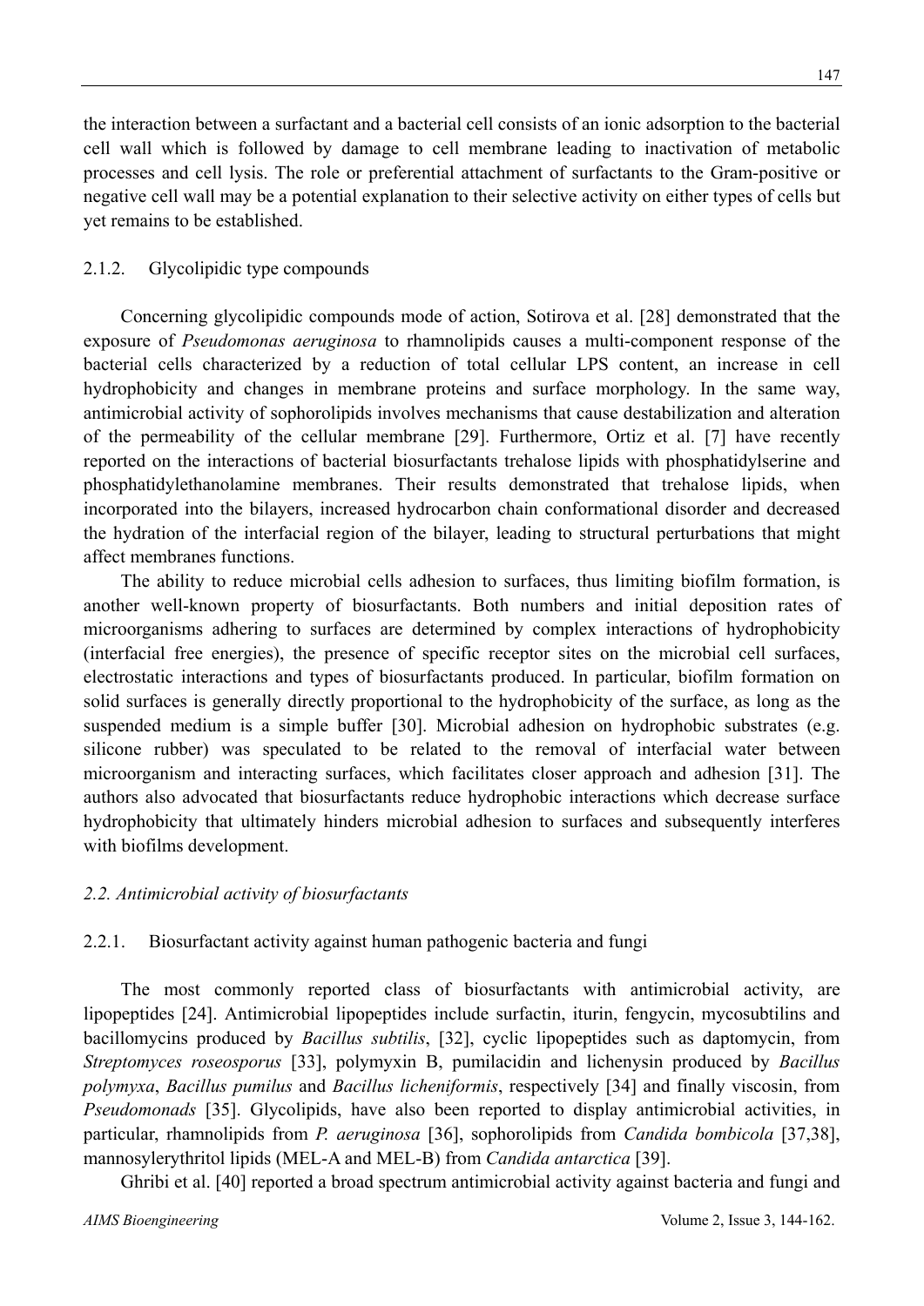the interaction between a surfactant and a bacterial cell consists of an ionic adsorption to the bacterial cell wall which is followed by damage to cell membrane leading to inactivation of metabolic processes and cell lysis. The role or preferential attachment of surfactants to the Gram-positive or negative cell wall may be a potential explanation to their selective activity on either types of cells but yet remains to be established.

#### 2.1.2. Glycolipidic type compounds

Concerning glycolipidic compounds mode of action, Sotirova et al. [28] demonstrated that the exposure of *Pseudomonas aeruginosa* to rhamnolipids causes a multi-component response of the bacterial cells characterized by a reduction of total cellular LPS content, an increase in cell hydrophobicity and changes in membrane proteins and surface morphology. In the same way, antimicrobial activity of sophorolipids involves mechanisms that cause destabilization and alteration of the permeability of the cellular membrane [29]. Furthermore, Ortiz et al. [7] have recently reported on the interactions of bacterial biosurfactants trehalose lipids with phosphatidylserine and phosphatidylethanolamine membranes. Their results demonstrated that trehalose lipids, when incorporated into the bilayers, increased hydrocarbon chain conformational disorder and decreased the hydration of the interfacial region of the bilayer, leading to structural perturbations that might affect membranes functions.

The ability to reduce microbial cells adhesion to surfaces, thus limiting biofilm formation, is another well-known property of biosurfactants. Both numbers and initial deposition rates of microorganisms adhering to surfaces are determined by complex interactions of hydrophobicity (interfacial free energies), the presence of specific receptor sites on the microbial cell surfaces, electrostatic interactions and types of biosurfactants produced. In particular, biofilm formation on solid surfaces is generally directly proportional to the hydrophobicity of the surface, as long as the suspended medium is a simple buffer [30]. Microbial adhesion on hydrophobic substrates (e.g. silicone rubber) was speculated to be related to the removal of interfacial water between microorganism and interacting surfaces, which facilitates closer approach and adhesion [31]. The authors also advocated that biosurfactants reduce hydrophobic interactions which decrease surface hydrophobicity that ultimately hinders microbial adhesion to surfaces and subsequently interferes with biofilms development.

### *2.2. Antimicrobial activity of biosurfactants*

#### 2.2.1. Biosurfactant activity against human pathogenic bacteria and fungi

The most commonly reported class of biosurfactants with antimicrobial activity, are lipopeptides [24]. Antimicrobial lipopeptides include surfactin, iturin, fengycin, mycosubtilins and bacillomycins produced by *Bacillus subtilis*, [32], cyclic lipopeptides such as daptomycin, from *Streptomyces roseosporus* [33], polymyxin B, pumilacidin and lichenysin produced by *Bacillus polymyxa*, *Bacillus pumilus* and *Bacillus licheniformis*, respectively [34] and finally viscosin, from *Pseudomonads* [35]. Glycolipids, have also been reported to display antimicrobial activities, in particular, rhamnolipids from *P. aeruginosa* [36], sophorolipids from *Candida bombicola* [37,38], mannosylerythritol lipids (MEL-A and MEL-B) from *Candida antarctica* [39].

Ghribi et al. [40] reported a broad spectrum antimicrobial activity against bacteria and fungi and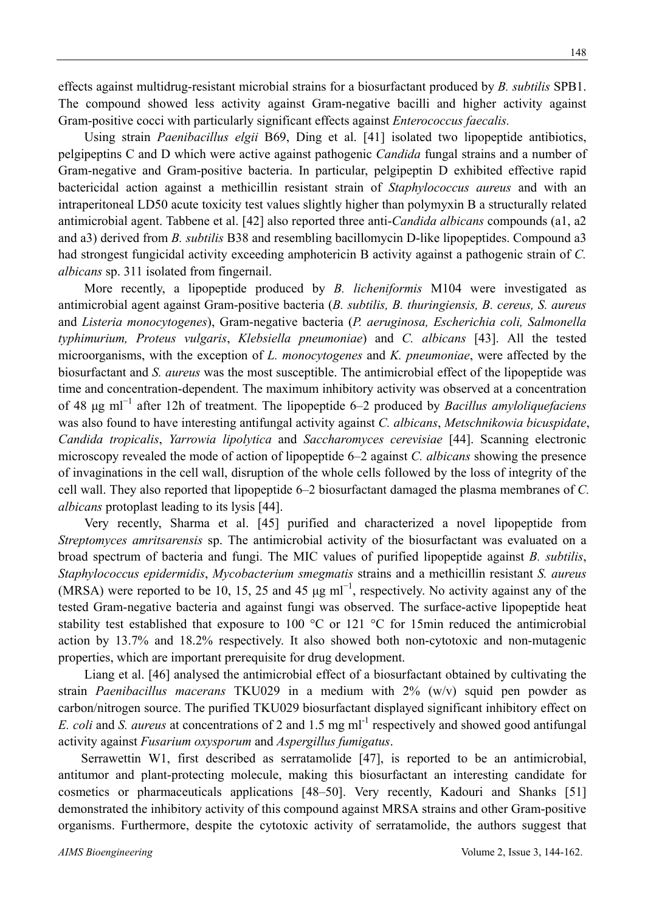effects against multidrug-resistant microbial strains for a biosurfactant produced by *B. subtilis* SPB1. The compound showed less activity against Gram-negative bacilli and higher activity against Gram-positive cocci with particularly significant effects against *Enterococcus faecalis.*

Using strain *Paenibacillus elgii* B69, Ding et al. [41] isolated two lipopeptide antibiotics, pelgipeptins C and D which were active against pathogenic *Candida* fungal strains and a number of Gram-negative and Gram-positive bacteria. In particular, pelgipeptin D exhibited effective rapid bactericidal action against a methicillin resistant strain of *Staphylococcus aureus* and with an intraperitoneal LD50 acute toxicity test values slightly higher than polymyxin B a structurally related antimicrobial agent. Tabbene et al. [42] also reported three anti-*Candida albicans* compounds (a1, a2 and a3) derived from *B. subtilis* B38 and resembling bacillomycin D-like lipopeptides. Compound a3 had strongest fungicidal activity exceeding amphotericin B activity against a pathogenic strain of *C. albicans* sp. 311 isolated from fingernail.

More recently, a lipopeptide produced by *B. licheniformis* M104 were investigated as antimicrobial agent against Gram-positive bacteria (*B. subtilis, B. thuringiensis, B. cereus, S. aureus* and *Listeria monocytogenes*), Gram-negative bacteria (*P. aeruginosa, Escherichia coli, Salmonella typhimurium, Proteus vulgaris*, *Klebsiella pneumoniae*) and *C. albicans* [43]. All the tested microorganisms, with the exception of *L. monocytogenes* and *K. pneumoniae*, were affected by the biosurfactant and *S. aureus* was the most susceptible. The antimicrobial effect of the lipopeptide was time and concentration-dependent. The maximum inhibitory activity was observed at a concentration of 48 μg $ml^{-1}$ after 12h of treatment. The lipopeptide 6–2 produced by *Bacillus amyloliquefaciens* was also found to have interesting antifungal activity against *C. albicans*, *Metschnikowia bicuspidate*, *Candida tropicalis*, *Yarrowia lipolytica* and *Saccharomyces cerevisiae* [44]. Scanning electronic microscopy revealed the mode of action of lipopeptide 6–2 against *C. albicans* showing the presence of invaginations in the cell wall, disruption of the whole cells followed by the loss of integrity of the cell wall. They also reported that lipopeptide 6–2 biosurfactant damaged the plasma membranes of *C. albicans* protoplast leading to its lysis [44].

Very recently, Sharma et al. [45] purified and characterized a novel lipopeptide from *Streptomyces amritsarensis* sp. The antimicrobial activity of the biosurfactant was evaluated on a broad spectrum of bacteria and fungi. The MIC values of purified lipopeptide against *B. subtilis*, *Staphylococcus epidermidis*, *Mycobacterium smegmatis* strains and a methicillin resistant *S. aureus* (MRSA) were reported to be 10, 15, 25 and 45 μg $ml^{-1}$, respectively. No activity against any of the tested Gram-negative bacteria and against fungi was observed. The surface-active lipopeptide heat stability test established that exposure to 100 °C or 121 °C for 15min reduced the antimicrobial action by 13.7% and 18.2% respectively. It also showed both non-cytotoxic and non-mutagenic properties, which are important prerequisite for drug development.

Liang et al. [46] analysed the antimicrobial effect of a biosurfactant obtained by cultivating the strain *Paenibacillus macerans* TKU029 in a medium with 2% (w/v) squid pen powder as carbon/nitrogen source. The purified TKU029 biosurfactant displayed significant inhibitory effect on *E. coli* and *S. aureus* at concentrations of 2 and 1.5 mg $ml^{-1}$ respectively and showed good antifungal activity against *Fusarium oxysporum* and *Aspergillus fumigatus*.

Serrawettin W1, first described as serratamolide [47], is reported to be an antimicrobial, antitumor and plant-protecting molecule, making this biosurfactant an interesting candidate for cosmetics or pharmaceuticals applications [48–50]. Very recently, Kadouri and Shanks [51] demonstrated the inhibitory activity of this compound against MRSA strains and other Gram-positive organisms. Furthermore, despite the cytotoxic activity of serratamolide, the authors suggest that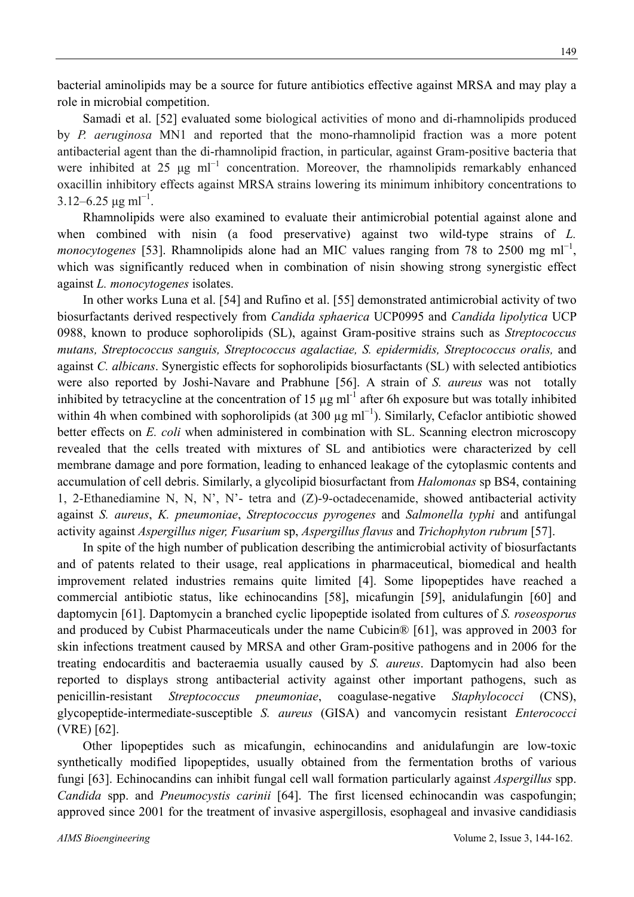bacterial aminolipids may be a source for future antibiotics effective against MRSA and may play a role in microbial competition.

Samadi et al. [52] evaluated some biological activities of mono and di-rhamnolipids produced by *P. aeruginosa* MN1 and reported that the mono-rhamnolipid fraction was a more potent antibacterial agent than the di-rhamnolipid fraction, in particular, against Gram-positive bacteria that were inhibited at 25 μg $ml^{-1}$ concentration. Moreover, the rhamnolipids remarkably enhanced oxacillin inhibitory effects against MRSA strains lowering its minimum inhibitory concentrations to 3.12–6.25 μg $ml^{-1}$.

Rhamnolipids were also examined to evaluate their antimicrobial potential against alone and when combined with nisin (a food preservative) against two wild-type strains of *L. monocytogenes* [53]. Rhamnolipids alone had an MIC values ranging from 78 to 2500 mg $ml^{-1}$, which was significantly reduced when in combination of nisin showing strong synergistic effect against *L. monocytogenes* isolates.

In other works Luna et al. [54] and Rufino et al. [55] demonstrated antimicrobial activity of two biosurfactants derived respectively from *Candida sphaerica* UCP0995 and *Candida lipolytica* UCP 0988, known to produce sophorolipids (SL), against Gram-positive strains such as *Streptococcus mutans, Streptococcus sanguis, Streptococcus agalactiae, S. epidermidis, Streptococcus oralis,* and against *C. albicans*. Synergistic effects for sophorolipids biosurfactants (SL) with selected antibiotics were also reported by Joshi-Navare and Prabhune [56]. A strain of *S. aureus* was not totally inhibited by tetracycline at the concentration of 15 μg $ml^{-1}$ after 6h exposure but was totally inhibited within 4h when combined with sophorolipids (at 300 μg $ml^{-1}$). Similarly, Cefaclor antibiotic showed better effects on *E. coli* when administered in combination with SL. Scanning electron microscopy revealed that the cells treated with mixtures of SL and antibiotics were characterized by cell membrane damage and pore formation, leading to enhanced leakage of the cytoplasmic contents and accumulation of cell debris. Similarly, a glycolipid biosurfactant from *Halomonas* sp BS4, containing 1, 2-Ethanediamine N, N, N', N'- tetra and (Z)-9-octadecenamide, showed antibacterial activity against *S. aureus*, *K. pneumoniae*, *Streptococcus pyrogenes* and *Salmonella typhi* and antifungal activity against *Aspergillus niger, Fusarium* sp, *Aspergillus flavus* and *Trichophyton rubrum* [57].

In spite of the high number of publication describing the antimicrobial activity of biosurfactants and of patents related to their usage, real applications in pharmaceutical, biomedical and health improvement related industries remains quite limited [4]. Some lipopeptides have reached a commercial antibiotic status, like echinocandins [58], micafungin [59], anidulafungin [60] and daptomycin [61]. Daptomycin a branched cyclic lipopeptide isolated from cultures of *S. roseosporus* and produced by Cubist Pharmaceuticals under the name Cubicin® [61], was approved in 2003 for skin infections treatment caused by MRSA and other Gram-positive pathogens and in 2006 for the treating endocarditis and bacteraemia usually caused by *S. aureus*. Daptomycin had also been reported to displays strong antibacterial activity against other important pathogens, such as penicillin-resistant *Streptococcus pneumoniae*, coagulase-negative *Staphylococci* (CNS), glycopeptide-intermediate-susceptible *S. aureus* (GISA) and vancomycin resistant *Enterococci* (VRE) [62].

Other lipopeptides such as micafungin, echinocandins and anidulafungin are low-toxic synthetically modified lipopeptides, usually obtained from the fermentation broths of various fungi [63]. Echinocandins can inhibit fungal cell wall formation particularly against *Aspergillus* spp. *Candida* spp. and *Pneumocystis carinii* [64]. The first licensed echinocandin was caspofungin; approved since 2001 for the treatment of invasive aspergillosis, esophageal and invasive candidiasis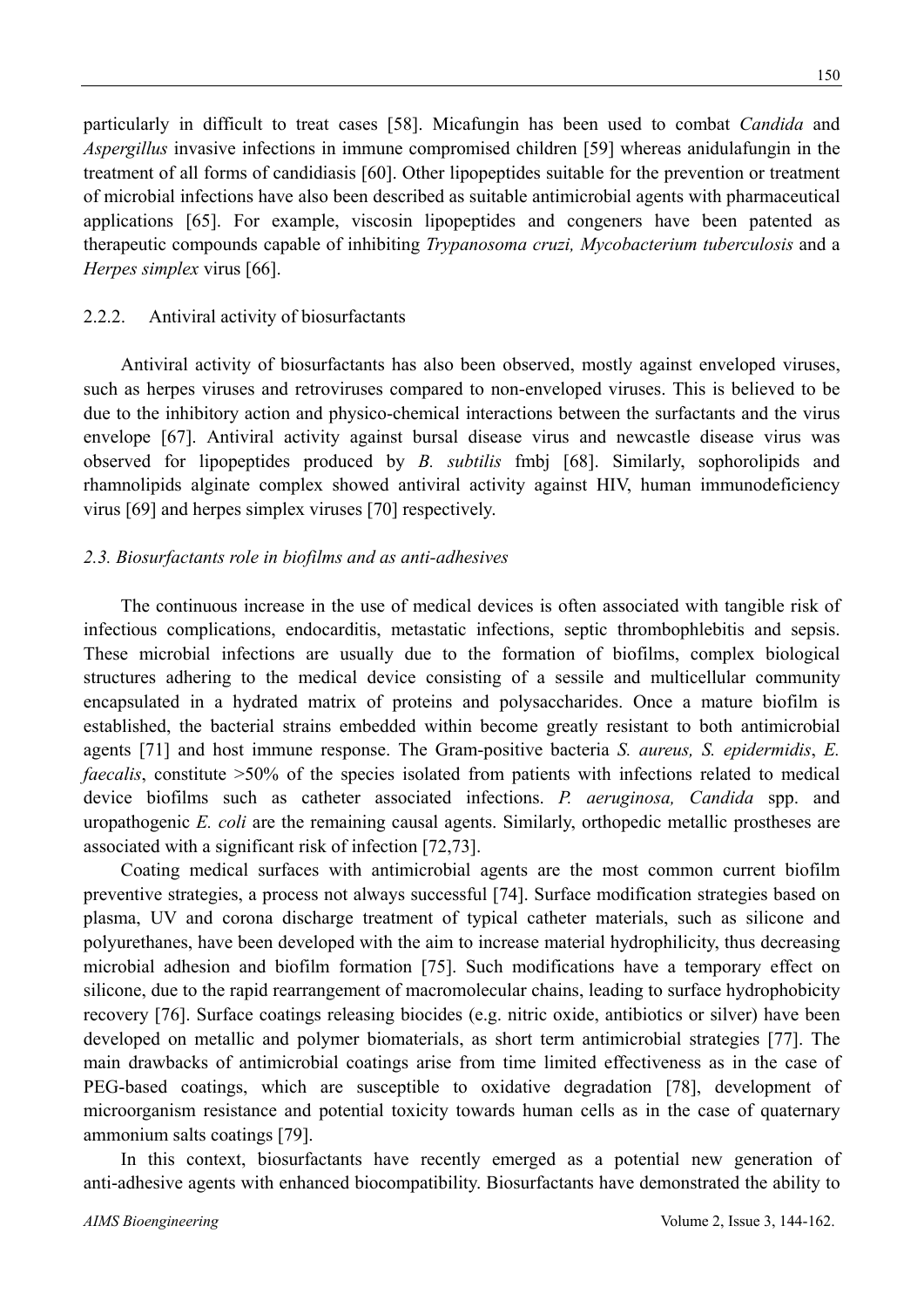particularly in difficult to treat cases [58]. Micafungin has been used to combat *Candida* and *Aspergillus* invasive infections in immune compromised children [59] whereas anidulafungin in the treatment of all forms of candidiasis [60]. Other lipopeptides suitable for the prevention or treatment of microbial infections have also been described as suitable antimicrobial agents with pharmaceutical applications [65]. For example, viscosin lipopeptides and congeners have been patented as therapeutic compounds capable of inhibiting *Trypanosoma cruzi, Mycobacterium tuberculosis* and a *Herpes simplex* virus [66].

#### 2.2.2. Antiviral activity of biosurfactants

Antiviral activity of biosurfactants has also been observed, mostly against enveloped viruses, such as herpes viruses and retroviruses compared to non-enveloped viruses. This is believed to be due to the inhibitory action and physico-chemical interactions between the surfactants and the virus envelope [67]. Antiviral activity against bursal disease virus and newcastle disease virus was observed for lipopeptides produced by *B. subtilis* fmbj [68]. Similarly, sophorolipids and rhamnolipids alginate complex showed antiviral activity against HIV, human immunodeficiency virus [69] and herpes simplex viruses [70] respectively.

### *2.3. Biosurfactants role in biofilms and as anti-adhesives*

The continuous increase in the use of medical devices is often associated with tangible risk of infectious complications, endocarditis, metastatic infections, septic thrombophlebitis and sepsis. These microbial infections are usually due to the formation of biofilms, complex biological structures adhering to the medical device consisting of a sessile and multicellular community encapsulated in a hydrated matrix of proteins and polysaccharides. Once a mature biofilm is established, the bacterial strains embedded within become greatly resistant to both antimicrobial agents [71] and host immune response. The Gram-positive bacteria *S. aureus, S. epidermidis*, *E. faecalis*, constitute >50% of the species isolated from patients with infections related to medical device biofilms such as catheter associated infections. *P. aeruginosa, Candida* spp. and uropathogenic *E. coli* are the remaining causal agents. Similarly, orthopedic metallic prostheses are associated with a significant risk of infection [72,73].

Coating medical surfaces with antimicrobial agents are the most common current biofilm preventive strategies, a process not always successful [74]. Surface modification strategies based on plasma, UV and corona discharge treatment of typical catheter materials, such as silicone and polyurethanes, have been developed with the aim to increase material hydrophilicity, thus decreasing microbial adhesion and biofilm formation [75]. Such modifications have a temporary effect on silicone, due to the rapid rearrangement of macromolecular chains, leading to surface hydrophobicity recovery [76]. Surface coatings releasing biocides (e.g. nitric oxide, antibiotics or silver) have been developed on metallic and polymer biomaterials, as short term antimicrobial strategies [77]. The main drawbacks of antimicrobial coatings arise from time limited effectiveness as in the case of PEG-based coatings, which are susceptible to oxidative degradation [78], development of microorganism resistance and potential toxicity towards human cells as in the case of quaternary ammonium salts coatings [79].

In this context, biosurfactants have recently emerged as a potential new generation of anti-adhesive agents with enhanced biocompatibility. Biosurfactants have demonstrated the ability to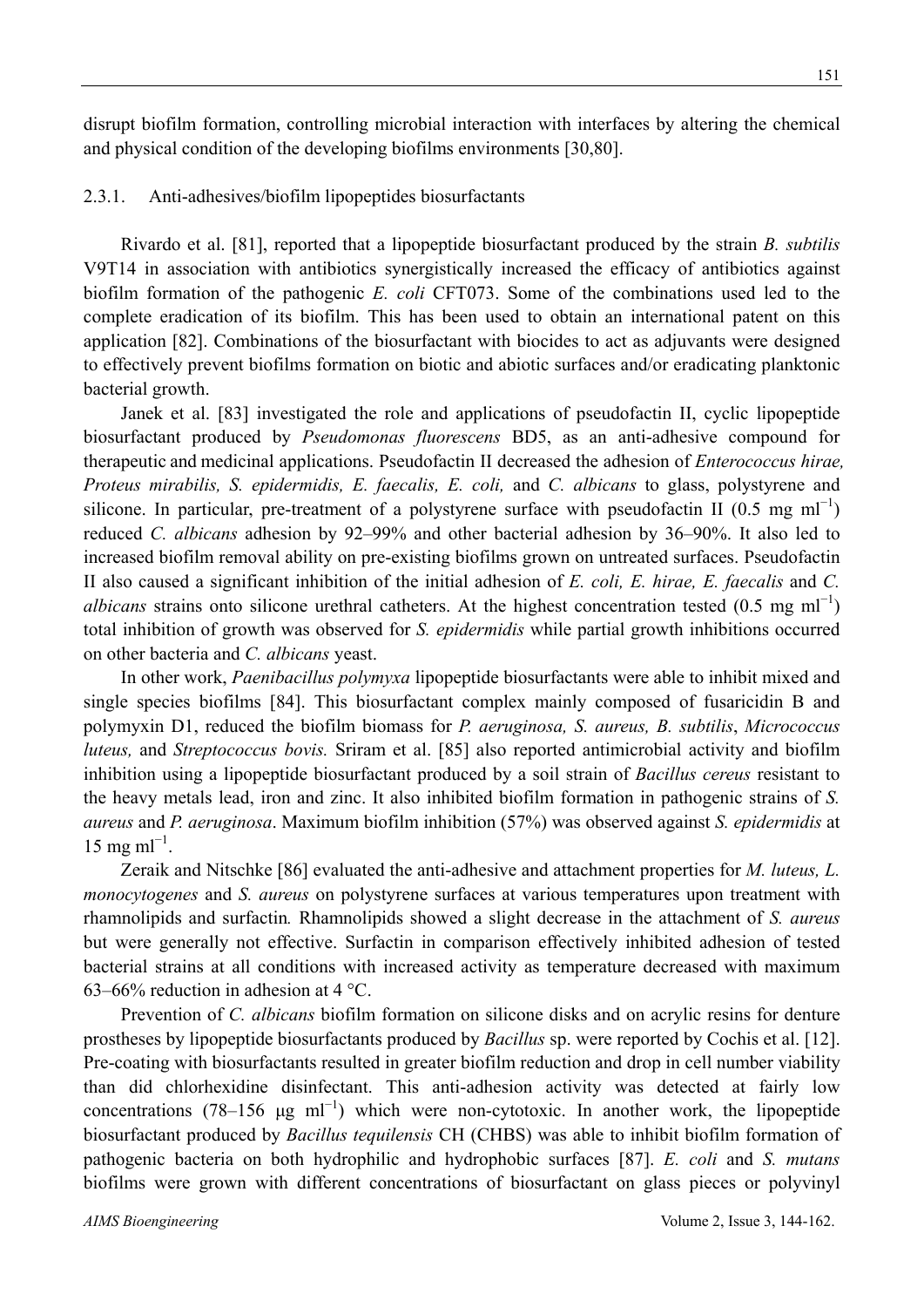disrupt biofilm formation, controlling microbial interaction with interfaces by altering the chemical and physical condition of the developing biofilms environments [30,80].

#### 2.3.1. Anti-adhesives/biofilm lipopeptides biosurfactants

Rivardo et al. [81], reported that a lipopeptide biosurfactant produced by the strain *B. subtilis* V9T14 in association with antibiotics synergistically increased the efficacy of antibiotics against biofilm formation of the pathogenic *E. coli* CFT073. Some of the combinations used led to the complete eradication of its biofilm. This has been used to obtain an international patent on this application [82]. Combinations of the biosurfactant with biocides to act as adjuvants were designed to effectively prevent biofilms formation on biotic and abiotic surfaces and/or eradicating planktonic bacterial growth.

Janek et al. [83] investigated the role and applications of pseudofactin II, cyclic lipopeptide biosurfactant produced by *Pseudomonas fluorescens* BD5, as an anti-adhesive compound for therapeutic and medicinal applications. Pseudofactin II decreased the adhesion of *Enterococcus hirae, Proteus mirabilis, S. epidermidis, E. faecalis, E. coli,* and *C. albicans* to glass, polystyrene and silicone. In particular, pre-treatment of a polystyrene surface with pseudofactin II (0.5 mg $ml^{-1}$) reduced *C. albicans* adhesion by 92–99% and other bacterial adhesion by 36–90%. It also led to increased biofilm removal ability on pre-existing biofilms grown on untreated surfaces. Pseudofactin II also caused a significant inhibition of the initial adhesion of *E. coli, E. hirae, E. faecalis* and *C. albicans* strains onto silicone urethral catheters. At the highest concentration tested (0.5 mg $ml^{-1}$) total inhibition of growth was observed for *S. epidermidis* while partial growth inhibitions occurred on other bacteria and *C. albicans* yeast.

In other work, *Paenibacillus polymyxa* lipopeptide biosurfactants were able to inhibit mixed and single species biofilms [84]. This biosurfactant complex mainly composed of fusaricidin B and polymyxin D1, reduced the biofilm biomass for *P. aeruginosa, S. aureus, B. subtilis*, *Micrococcus luteus,* and *Streptococcus bovis.* Sriram et al. [85] also reported antimicrobial activity and biofilm inhibition using a lipopeptide biosurfactant produced by a soil strain of *Bacillus cereus* resistant to the heavy metals lead, iron and zinc. It also inhibited biofilm formation in pathogenic strains of *S. aureus* and *P. aeruginosa*. Maximum biofilm inhibition (57%) was observed against *S. epidermidis* at 15 mg $ml^{-1}$.

Zeraik and Nitschke [86] evaluated the anti-adhesive and attachment properties for *M. luteus, L. monocytogenes* and *S. aureus* on polystyrene surfaces at various temperatures upon treatment with rhamnolipids and surfactin*.* Rhamnolipids showed a slight decrease in the attachment of *S. aureus* but were generally not effective. Surfactin in comparison effectively inhibited adhesion of tested bacterial strains at all conditions with increased activity as temperature decreased with maximum 63–66% reduction in adhesion at 4 °C.

Prevention of *C. albicans* biofilm formation on silicone disks and on acrylic resins for denture prostheses by lipopeptide biosurfactants produced by *Bacillus* sp. were reported by Cochis et al. [12]. Pre-coating with biosurfactants resulted in greater biofilm reduction and drop in cell number viability than did chlorhexidine disinfectant. This anti-adhesion activity was detected at fairly low concentrations (78–156 μg $ml^{-1}$) which were non-cytotoxic. In another work, the lipopeptide biosurfactant produced by *Bacillus tequilensis* CH (CHBS) was able to inhibit biofilm formation of pathogenic bacteria on both hydrophilic and hydrophobic surfaces [87]. *E. coli* and *S. mutans* biofilms were grown with different concentrations of biosurfactant on glass pieces or polyvinyl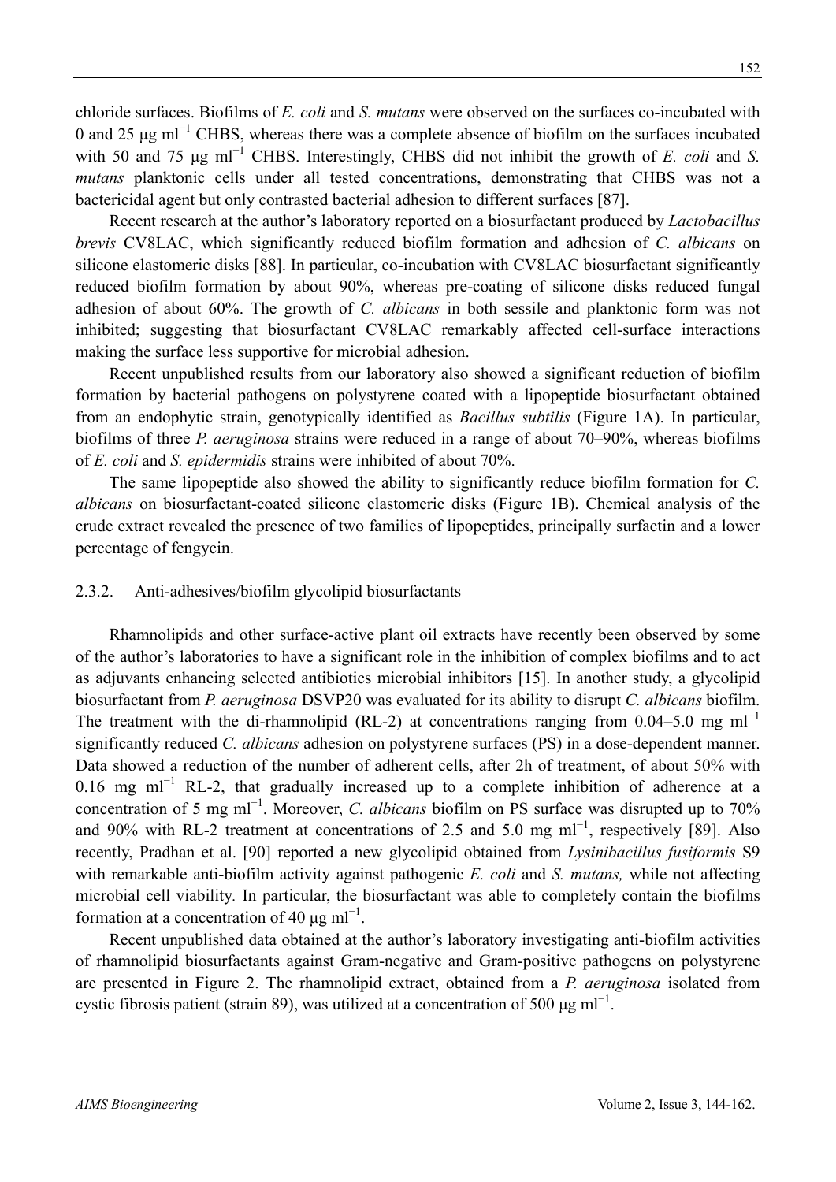chloride surfaces. Biofilms of *E. coli* and *S. mutans* were observed on the surfaces co-incubated with 0 and 25 μg $ml^{-1}$ CHBS, whereas there was a complete absence of biofilm on the surfaces incubated with 50 and 75 μg $ml^{-1}$ CHBS. Interestingly, CHBS did not inhibit the growth of *E. coli* and *S. mutans* planktonic cells under all tested concentrations, demonstrating that CHBS was not a bactericidal agent but only contrasted bacterial adhesion to different surfaces [87].

Recent research at the author's laboratory reported on a biosurfactant produced by *Lactobacillus brevis* CV8LAC, which significantly reduced biofilm formation and adhesion of *C. albicans* on silicone elastomeric disks [88]. In particular, co-incubation with CV8LAC biosurfactant significantly reduced biofilm formation by about 90%, whereas pre-coating of silicone disks reduced fungal adhesion of about 60%. The growth of *C. albicans* in both sessile and planktonic form was not inhibited; suggesting that biosurfactant CV8LAC remarkably affected cell-surface interactions making the surface less supportive for microbial adhesion.

Recent unpublished results from our laboratory also showed a significant reduction of biofilm formation by bacterial pathogens on polystyrene coated with a lipopeptide biosurfactant obtained from an endophytic strain, genotypically identified as *Bacillus subtilis* (Figure 1A). In particular, biofilms of three *P. aeruginosa* strains were reduced in a range of about 70–90%, whereas biofilms of *E. coli* and *S. epidermidis* strains were inhibited of about 70%.

The same lipopeptide also showed the ability to significantly reduce biofilm formation for *C. albicans* on biosurfactant-coated silicone elastomeric disks (Figure 1B). Chemical analysis of the crude extract revealed the presence of two families of lipopeptides, principally surfactin and a lower percentage of fengycin.

### 2.3.2. Anti-adhesives/biofilm glycolipid biosurfactants

Rhamnolipids and other surface-active plant oil extracts have recently been observed by some of the author's laboratories to have a significant role in the inhibition of complex biofilms and to act as adjuvants enhancing selected antibiotics microbial inhibitors [15]. In another study, a glycolipid biosurfactant from *P. aeruginosa* DSVP20 was evaluated for its ability to disrupt *C. albicans* biofilm. The treatment with the di-rhamnolipid (RL-2) at concentrations ranging from 0.04–5.0 mg $ml^{-1}$ significantly reduced *C. albicans* adhesion on polystyrene surfaces (PS) in a dose-dependent manner. Data showed a reduction of the number of adherent cells, after 2h of treatment, of about 50% with 0.16 mg $ml^{-1}$ RL-2, that gradually increased up to a complete inhibition of adherence at a concentration of 5 mg $ml^{-1}$. Moreover, *C. albicans* biofilm on PS surface was disrupted up to 70% and 90% with RL-2 treatment at concentrations of 2.5 and 5.0 mg $ml^{-1}$, respectively [89]. Also recently, Pradhan et al. [90] reported a new glycolipid obtained from *Lysinibacillus fusiformis* S9 with remarkable anti-biofilm activity against pathogenic *E. coli* and *S. mutans,* while not affecting microbial cell viability. In particular, the biosurfactant was able to completely contain the biofilms formation at a concentration of 40 μg $ml^{-1}$.

Recent unpublished data obtained at the author's laboratory investigating anti-biofilm activities of rhamnolipid biosurfactants against Gram-negative and Gram-positive pathogens on polystyrene are presented in Figure 2. The rhamnolipid extract, obtained from a *P. aeruginosa* isolated from cystic fibrosis patient (strain 89), was utilized at a concentration of 500 μg $ml^{-1}$.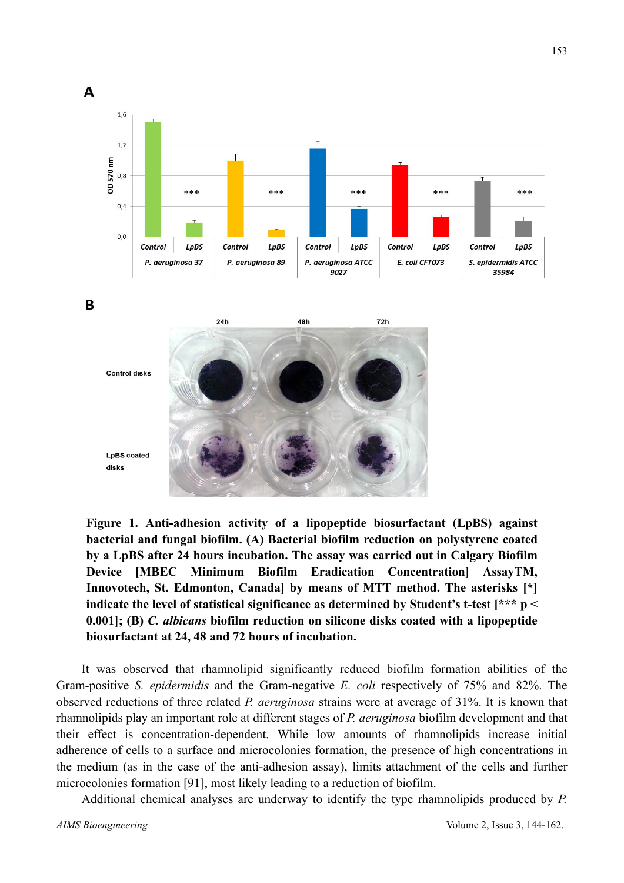**Figure 1. Anti-adhesion activity of a lipopeptide biosurfactant (LpBS) against bacterial and fungal biofilm. (A) Bacterial biofilm reduction on polystyrene coated by a LpBS after 24 hours incubation. The assay was carried out in Calgary Biofilm Device [MBEC Minimum Biofilm Eradication Concentration] AssayTM, Innovotech, St. Edmonton, Canada] by means of MTT method. The asterisks [*] indicate the level of statistical significance as determined by Student's t-test [*** $p < 0.001$]; (B) *C. albicans* biofilm reduction on silicone disks coated with a lipopeptide biosurfactant at 24, 48 and 72 hours of incubation.**

It was observed that rhamnolipid significantly reduced biofilm formation abilities of the Gram-positive *S. epidermidis* and the Gram-negative *E. coli* respectively of 75% and 82%. The observed reductions of three related *P. aeruginosa* strains were at average of 31%. It is known that rhamnolipids play an important role at different stages of *P. aeruginosa* biofilm development and that their effect is concentration-dependent. While low amounts of rhamnolipids increase initial adherence of cells to a surface and microcolonies formation, the presence of high concentrations in the medium (as in the case of the anti-adhesion assay), limits attachment of the cells and further microcolonies formation [91], most likely leading to a reduction of biofilm.

Additional chemical analyses are underway to identify the type rhamnolipids produced by *P.*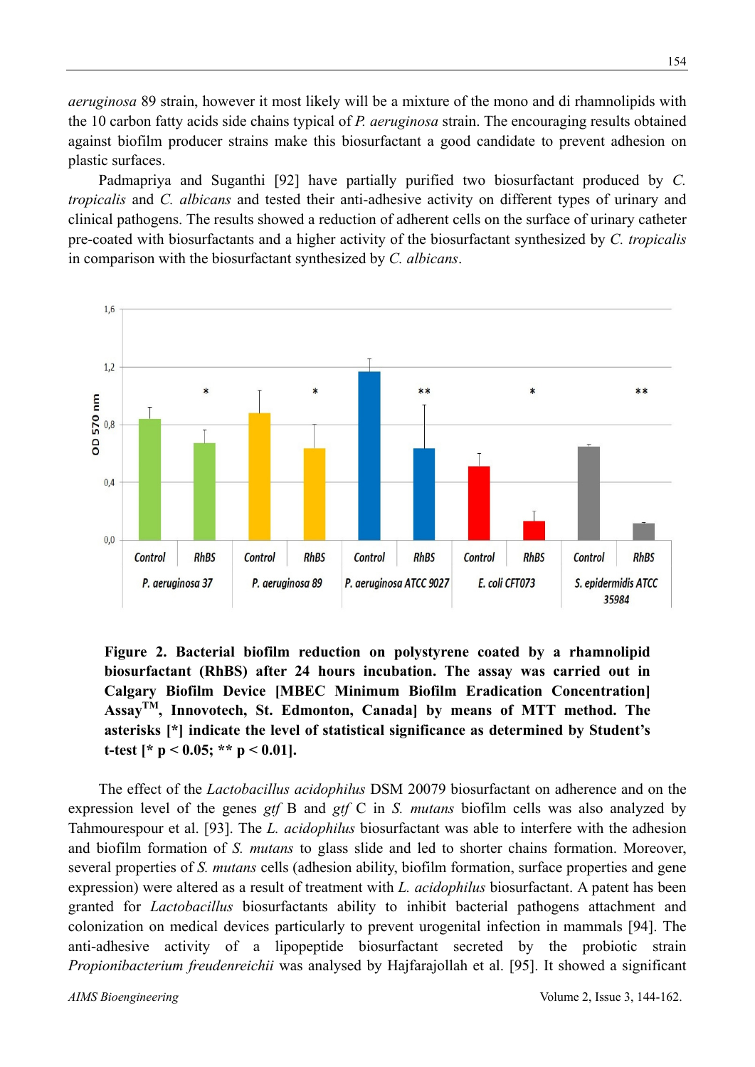*aeruginosa* 89 strain, however it most likely will be a mixture of the mono and di rhamnolipids with the 10 carbon fatty acids side chains typical of *P. aeruginosa* strain. The encouraging results obtained against biofilm producer strains make this biosurfactant a good candidate to prevent adhesion on plastic surfaces.

Padmapriya and Suganthi [92] have partially purified two biosurfactant produced by *C. tropicalis* and *C. albicans* and tested their anti-adhesive activity on different types of urinary and clinical pathogens. The results showed a reduction of adherent cells on the surface of urinary catheter pre-coated with biosurfactants and a higher activity of the biosurfactant synthesized by *C. tropicalis* in comparison with the biosurfactant synthesized by *C. albicans*.

**Figure 2. Bacterial biofilm reduction on polystyrene coated by a rhamnolipid biosurfactant (RhBS) after 24 hours incubation. The assay was carried out in Calgary Biofilm Device [MBEC Minimum Biofilm Eradication Concentration] Assay™, Innovotech, St. Edmonton, Canada] by means of MTT method. The asterisks [*] indicate the level of statistical significance as determined by Student's t-test [* $p < 0.05$; ** $p < 0.01$].**

The effect of the *Lactobacillus acidophilus* DSM 20079 biosurfactant on adherence and on the expression level of the genes *gtf* B and *gtf* C in *S. mutans* biofilm cells was also analyzed by Tahmourespour et al. [93]. The *L. acidophilus* biosurfactant was able to interfere with the adhesion and biofilm formation of *S. mutans* to glass slide and led to shorter chains formation. Moreover, several properties of *S. mutans* cells (adhesion ability, biofilm formation, surface properties and gene expression) were altered as a result of treatment with *L. acidophilus* biosurfactant. A patent has been granted for *Lactobacillus* biosurfactants ability to inhibit bacterial pathogens attachment and colonization on medical devices particularly to prevent urogenital infection in mammals [94]. The anti-adhesive activity of a lipopeptide biosurfactant secreted by the probiotic strain *Propionibacterium freudenreichii* was analysed by Hajfarajollah et al. [95]. It showed a significant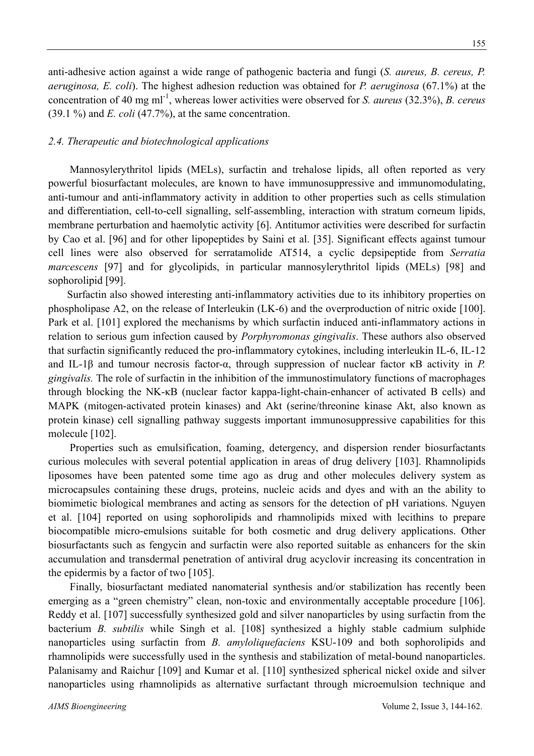anti-adhesive action against a wide range of pathogenic bacteria and fungi (*S. aureus, B. cereus, P. aeruginosa, E. coli*). The highest adhesion reduction was obtained for *P. aeruginosa* (67.1%) at the concentration of 40 mg $ml^{-1}$, whereas lower activities were observed for *S. aureus* (32.3%), *B. cereus* (39.1 %) and *E. coli* (47.7%), at the same concentration.

### *2.4. Therapeutic and biotechnological applications*

Mannosylerythritol lipids (MELs), surfactin and trehalose lipids, all often reported as very powerful biosurfactant molecules, are known to have immunosuppressive and immunomodulating, anti-tumour and anti-inflammatory activity in addition to other properties such as cells stimulation and differentiation, cell-to-cell signalling, self-assembling, interaction with stratum corneum lipids, membrane perturbation and haemolytic activity [6]. Antitumor activities were described for surfactin by Cao et al. [96] and for other lipopeptides by Saini et al. [35]. Significant effects against tumour cell lines were also observed for serratamolide AT514, a cyclic depsipeptide from *Serratia marcescens* [97] and for glycolipids, in particular mannosylerythritol lipids (MELs) [98] and sophorolipid [99].

Surfactin also showed interesting anti-inflammatory activities due to its inhibitory properties on phospholipase A2, on the release of Interleukin (LK-6) and the overproduction of nitric oxide [100]. Park et al. [101] explored the mechanisms by which surfactin induced anti-inflammatory actions in relation to serious gum infection caused by *Porphyromonas gingivalis*. These authors also observed that surfactin significantly reduced the pro-inflammatory cytokines, including interleukin IL-6, IL-12 and IL-1β and tumour necrosis factor-α, through suppression of nuclear factor κB activity in *P. gingivalis.* The role of surfactin in the inhibition of the immunostimulatory functions of macrophages through blocking the NK-κB (nuclear factor kappa-light-chain-enhancer of activated B cells) and MAPK (mitogen-activated protein kinases) and Akt (serine/threonine kinase Akt, also known as protein kinase) cell signalling pathway suggests important immunosuppressive capabilities for this molecule [102].

Properties such as emulsification, foaming, detergency, and dispersion render biosurfactants curious molecules with several potential application in areas of drug delivery [103]. Rhamnolipids liposomes have been patented some time ago as drug and other molecules delivery system as microcapsules containing these drugs, proteins, nucleic acids and dyes and with an the ability to biomimetic biological membranes and acting as sensors for the detection of pH variations. Nguyen et al. [104] reported on using sophorolipids and rhamnolipids mixed with lecithins to prepare biocompatible micro-emulsions suitable for both cosmetic and drug delivery applications. Other biosurfactants such as fengycin and surfactin were also reported suitable as enhancers for the skin accumulation and transdermal penetration of antiviral drug acyclovir increasing its concentration in the epidermis by a factor of two [105].

Finally, biosurfactant mediated nanomaterial synthesis and/or stabilization has recently been emerging as a "green chemistry" clean, non-toxic and environmentally acceptable procedure [106]. Reddy et al. [107] successfully synthesized gold and silver nanoparticles by using surfactin from the bacterium *B. subtilis* while Singh et al. [108] synthesized a highly stable cadmium sulphide nanoparticles using surfactin from *B. amyloliquefaciens* KSU-109 and both sophorolipids and rhamnolipids were successfully used in the synthesis and stabilization of metal-bound nanoparticles. Palanisamy and Raichur [109] and Kumar et al. [110] synthesized spherical nickel oxide and silver nanoparticles using rhamnolipids as alternative surfactant through microemulsion technique and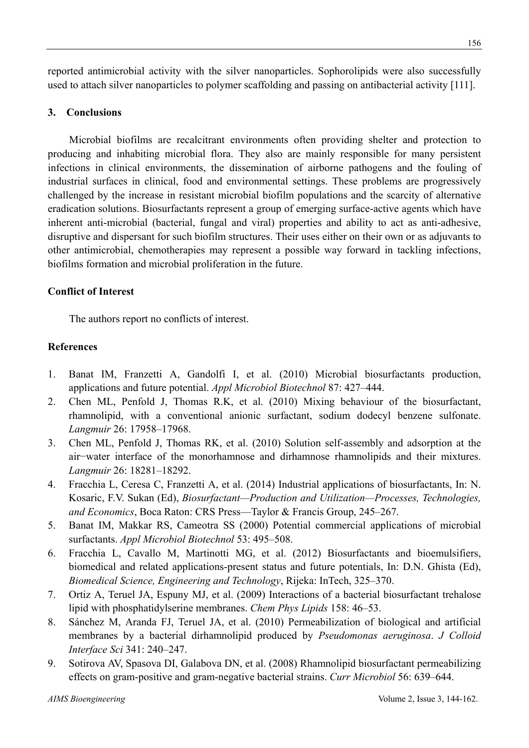reported antimicrobial activity with the silver nanoparticles. Sophorolipids were also successfully used to attach silver nanoparticles to polymer scaffolding and passing on antibacterial activity [111].

## 3. Conclusions

Microbial biofilms are recalcitrant environments often providing shelter and protection to producing and inhabiting microbial flora. They also are mainly responsible for many persistent infections in clinical environments, the dissemination of airborne pathogens and the fouling of industrial surfaces in clinical, food and environmental settings. These problems are progressively challenged by the increase in resistant microbial biofilm populations and the scarcity of alternative eradication solutions. Biosurfactants represent a group of emerging surface-active agents which have inherent anti-microbial (bacterial, fungal and viral) properties and ability to act as anti-adhesive, disruptive and dispersant for such biofilm structures. Their uses either on their own or as adjuvants to other antimicrobial, chemotherapies may represent a possible way forward in tackling infections, biofilms formation and microbial proliferation in the future.

## Conflict of Interest

The authors report no conflicts of interest.

## References

1. Banat IM, Franzetti A, Gandolfi I, et al. (2010) Microbial biosurfactants production, applications and future potential. *Appl Microbiol Biotechnol* 87: 427–444.
2. Chen ML, Penfold J, Thomas R.K, et al. (2010) Mixing behaviour of the biosurfactant, rhamnolipid, with a conventional anionic surfactant, sodium dodecyl benzene sulfonate. *Langmuir* 26: 17958–17968.
3. Chen ML, Penfold J, Thomas RK, et al. (2010) Solution self-assembly and adsorption at the air−water interface of the monorhamnose and dirhamnose rhamnolipids and their mixtures. *Langmuir* 26: 18281–18292.
4. Fracchia L, Ceresa C, Franzetti A, et al. (2014) Industrial applications of biosurfactants, In: N. Kosaric, F.V. Sukan (Ed), *Biosurfactant—Production and Utilization—Processes, Technologies, and Economics*, Boca Raton: CRS Press—Taylor & Francis Group, 245–267.
5. Banat IM, Makkar RS, Cameotra SS (2000) Potential commercial applications of microbial surfactants. *Appl Microbiol Biotechnol* 53: 495–508.
6. Fracchia L, Cavallo M, Martinotti MG, et al. (2012) Biosurfactants and bioemulsifiers, biomedical and related applications-present status and future potentials, In: D.N. Ghista (Ed), *Biomedical Science, Engineering and Technology*, Rijeka: InTech, 325–370.
7. Ortiz A, Teruel JA, Espuny MJ, et al. (2009) Interactions of a bacterial biosurfactant trehalose lipid with phosphatidylserine membranes. *Chem Phys Lipids* 158: 46–53.
8. Sánchez M, Aranda FJ, Teruel JA, et al. (2010) Permeabilization of biological and artificial membranes by a bacterial dirhamnolipid produced by *Pseudomonas aeruginosa*. *J Colloid Interface Sci* 341: 240–247.
9. Sotirova AV, Spasova DI, Galabova DN, et al. (2008) Rhamnolipid biosurfactant permeabilizing effects on gram-positive and gram-negative bacterial strains. *Curr Microbiol* 56: 639–644.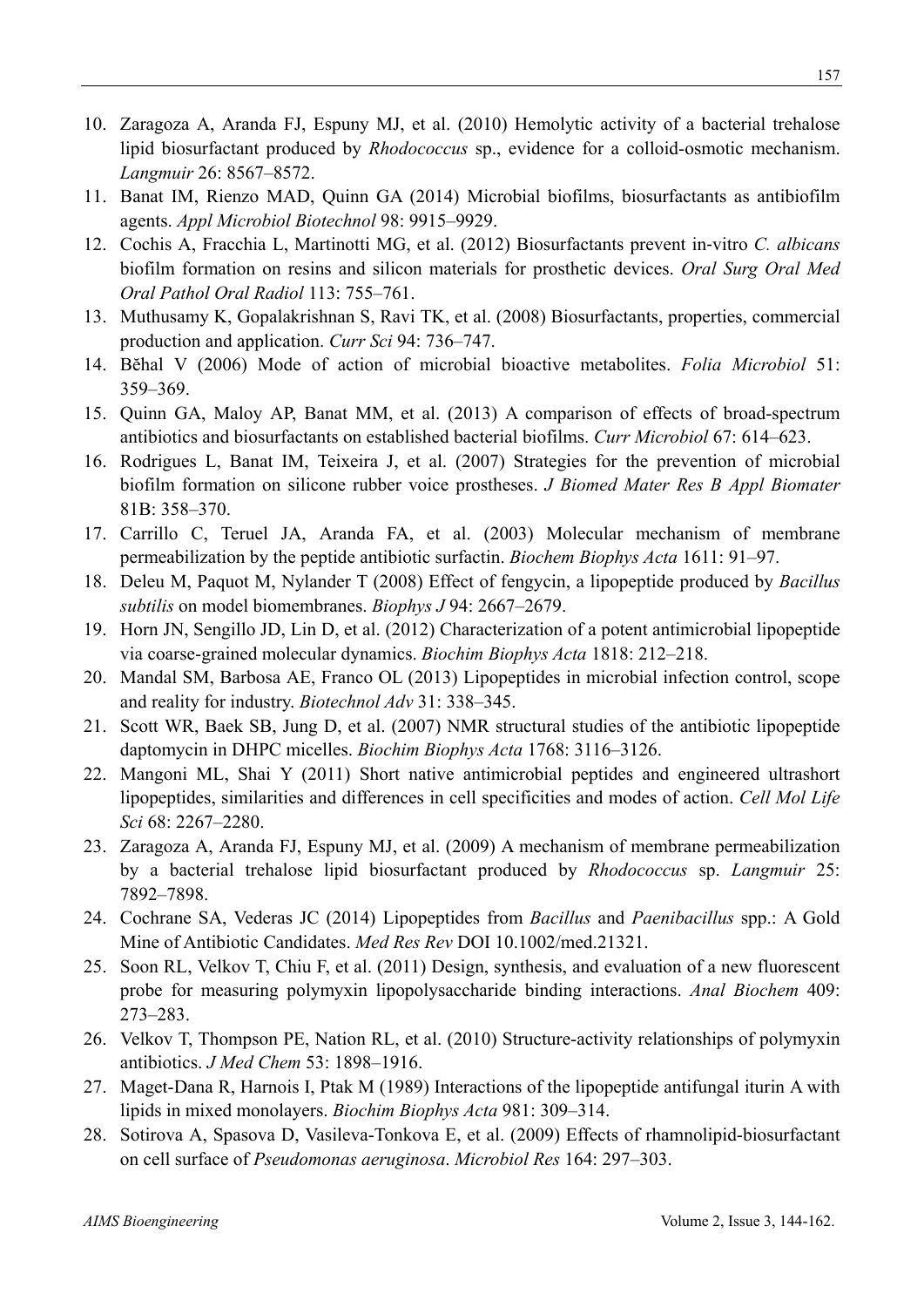10. Zaragoza A, Aranda FJ, Espuny MJ, et al. (2010) Hemolytic activity of a bacterial trehalose lipid biosurfactant produced by *Rhodococcus* sp., evidence for a colloid-osmotic mechanism. *Langmuir* 26: 8567–8572.
11. Banat IM, Rienzo MAD, Quinn GA (2014) Microbial biofilms, biosurfactants as antibiofilm agents. *Appl Microbiol Biotechnol* 98: 9915–9929.
12. Cochis A, Fracchia L, Martinotti MG, et al. (2012) Biosurfactants prevent in-vitro *C. albicans* biofilm formation on resins and silicon materials for prosthetic devices. *Oral Surg Oral Med Oral Pathol Oral Radiol* 113: 755–761.
13. Muthusamy K, Gopalakrishnan S, Ravi TK, et al. (2008) Biosurfactants, properties, commercial production and application. *Curr Sci* 94: 736–747.
14. Běhal V (2006) Mode of action of microbial bioactive metabolites. *Folia Microbiol* 51: 359–369.
15. Quinn GA, Maloy AP, Banat MM, et al. (2013) A comparison of effects of broad-spectrum antibiotics and biosurfactants on established bacterial biofilms. *Curr Microbiol* 67: 614–623.
16. Rodrigues L, Banat IM, Teixeira J, et al. (2007) Strategies for the prevention of microbial biofilm formation on silicone rubber voice prostheses. *J Biomed Mater Res B Appl Biomater* 81B: 358–370.
17. Carrillo C, Teruel JA, Aranda FA, et al. (2003) Molecular mechanism of membrane permeabilization by the peptide antibiotic surfactin. *Biochem Biophys Acta* 1611: 91–97.
18. Deleu M, Paquot M, Nylander T (2008) Effect of fengycin, a lipopeptide produced by *Bacillus subtilis* on model biomembranes. *Biophys J* 94: 2667–2679.
19. Horn JN, Sengillo JD, Lin D, et al. (2012) Characterization of a potent antimicrobial lipopeptide via coarse-grained molecular dynamics. *Biochim Biophys Acta* 1818: 212–218.
20. Mandal SM, Barbosa AE, Franco OL (2013) Lipopeptides in microbial infection control, scope and reality for industry. *Biotechnol Adv* 31: 338–345.
21. Scott WR, Baek SB, Jung D, et al. (2007) NMR structural studies of the antibiotic lipopeptide daptomycin in DHPC micelles. *Biochim Biophys Acta* 1768: 3116–3126.
22. Mangoni ML, Shai Y (2011) Short native antimicrobial peptides and engineered ultrashort lipopeptides, similarities and differences in cell specificities and modes of action. *Cell Mol Life Sci* 68: 2267–2280.
23. Zaragoza A, Aranda FJ, Espuny MJ, et al. (2009) A mechanism of membrane permeabilization by a bacterial trehalose lipid biosurfactant produced by *Rhodococcus* sp. *Langmuir* 25: 7892–7898.
24. Cochrane SA, Vederas JC (2014) Lipopeptides from *Bacillus* and *Paenibacillus* spp.: A Gold Mine of Antibiotic Candidates. *Med Res Rev* DOI 10.1002/med.21321.
25. Soon RL, Velkov T, Chiu F, et al. (2011) Design, synthesis, and evaluation of a new fluorescent probe for measuring polymyxin lipopolysaccharide binding interactions. *Anal Biochem* 409: 273–283.
26. Velkov T, Thompson PE, Nation RL, et al. (2010) Structure-activity relationships of polymyxin antibiotics. *J Med Chem* 53: 1898–1916.
27. Maget-Dana R, Harnois I, Ptak M (1989) Interactions of the lipopeptide antifungal iturin A with lipids in mixed monolayers. *Biochim Biophys Acta* 981: 309–314.
28. Sotirova A, Spasova D, Vasileva-Tonkova E, et al. (2009) Effects of rhamnolipid-biosurfactant on cell surface of *Pseudomonas aeruginosa*. *Microbiol Res* 164: 297–303.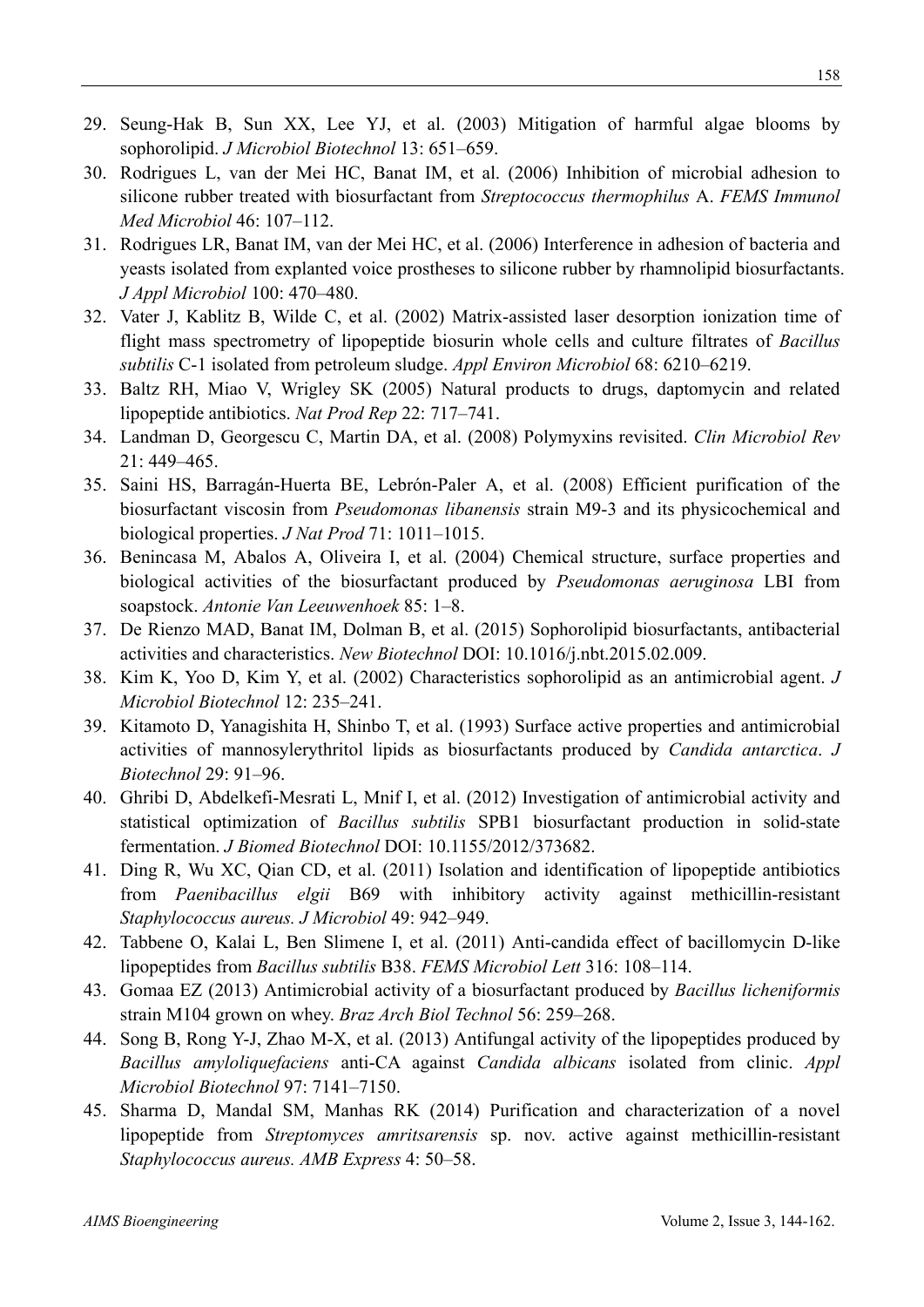29. Seung-Hak B, Sun XX, Lee YJ, et al. (2003) Mitigation of harmful algae blooms by sophorolipid. *J Microbiol Biotechnol* 13: 651–659.
30. Rodrigues L, van der Mei HC, Banat IM, et al. (2006) Inhibition of microbial adhesion to silicone rubber treated with biosurfactant from *Streptococcus thermophilus* A. *FEMS Immunol Med Microbiol* 46: 107–112.
31. Rodrigues LR, Banat IM, van der Mei HC, et al. (2006) Interference in adhesion of bacteria and yeasts isolated from explanted voice prostheses to silicone rubber by rhamnolipid biosurfactants. *J Appl Microbiol* 100: 470–480.
32. Vater J, Kablitz B, Wilde C, et al. (2002) Matrix-assisted laser desorption ionization time of flight mass spectrometry of lipopeptide biosurin whole cells and culture filtrates of *Bacillus subtilis* C-1 isolated from petroleum sludge. *Appl Environ Microbiol* 68: 6210–6219.
33. Baltz RH, Miao V, Wrigley SK (2005) Natural products to drugs, daptomycin and related lipopeptide antibiotics. *Nat Prod Rep* 22: 717–741.
34. Landman D, Georgescu C, Martin DA, et al. (2008) Polymyxins revisited. *Clin Microbiol Rev* 21: 449–465.
35. Saini HS, Barragán-Huerta BE, Lebrón-Paler A, et al. (2008) Efficient purification of the biosurfactant viscosin from *Pseudomonas libanensis* strain M9-3 and its physicochemical and biological properties. *J Nat Prod* 71: 1011–1015.
36. Benincasa M, Abalos A, Oliveira I, et al. (2004) Chemical structure, surface properties and biological activities of the biosurfactant produced by *Pseudomonas aeruginosa* LBI from soapstock. *Antonie Van Leeuwenhoek* 85: 1–8.
37. De Rienzo MAD, Banat IM, Dolman B, et al. (2015) Sophorolipid biosurfactants, antibacterial activities and characteristics. *New Biotechnol* DOI: 10.1016/j.nbt.2015.02.009.
38. Kim K, Yoo D, Kim Y, et al. (2002) Characteristics sophorolipid as an antimicrobial agent. *J Microbiol Biotechnol* 12: 235–241.
39. Kitamoto D, Yanagishita H, Shinbo T, et al. (1993) Surface active properties and antimicrobial activities of mannosylerythritol lipids as biosurfactants produced by *Candida antarctica*. *J Biotechnol* 29: 91–96.
40. Ghribi D, Abdelkefi-Mesrati L, Mnif I, et al. (2012) Investigation of antimicrobial activity and statistical optimization of *Bacillus subtilis* SPB1 biosurfactant production in solid-state fermentation. *J Biomed Biotechnol* DOI: 10.1155/2012/373682.
41. Ding R, Wu XC, Qian CD, et al. (2011) Isolation and identification of lipopeptide antibiotics from *Paenibacillus elgii* B69 with inhibitory activity against methicillin-resistant *Staphylococcus aureus. J Microbiol* 49: 942–949.
42. Tabbene O, Kalai L, Ben Slimene I, et al. (2011) Anti-candida effect of bacillomycin D-like lipopeptides from *Bacillus subtilis* B38. *FEMS Microbiol Lett* 316: 108–114.
43. Gomaa EZ (2013) Antimicrobial activity of a biosurfactant produced by *Bacillus licheniformis* strain M104 grown on whey. *Braz Arch Biol Technol* 56: 259–268.
44. Song B, Rong Y-J, Zhao M-X, et al. (2013) Antifungal activity of the lipopeptides produced by *Bacillus amyloliquefaciens* anti-CA against *Candida albicans* isolated from clinic. *Appl Microbiol Biotechnol* 97: 7141–7150.
45. Sharma D, Mandal SM, Manhas RK (2014) Purification and characterization of a novel lipopeptide from *Streptomyces amritsarensis* sp. nov. active against methicillin-resistant *Staphylococcus aureus. AMB Express* 4: 50–58.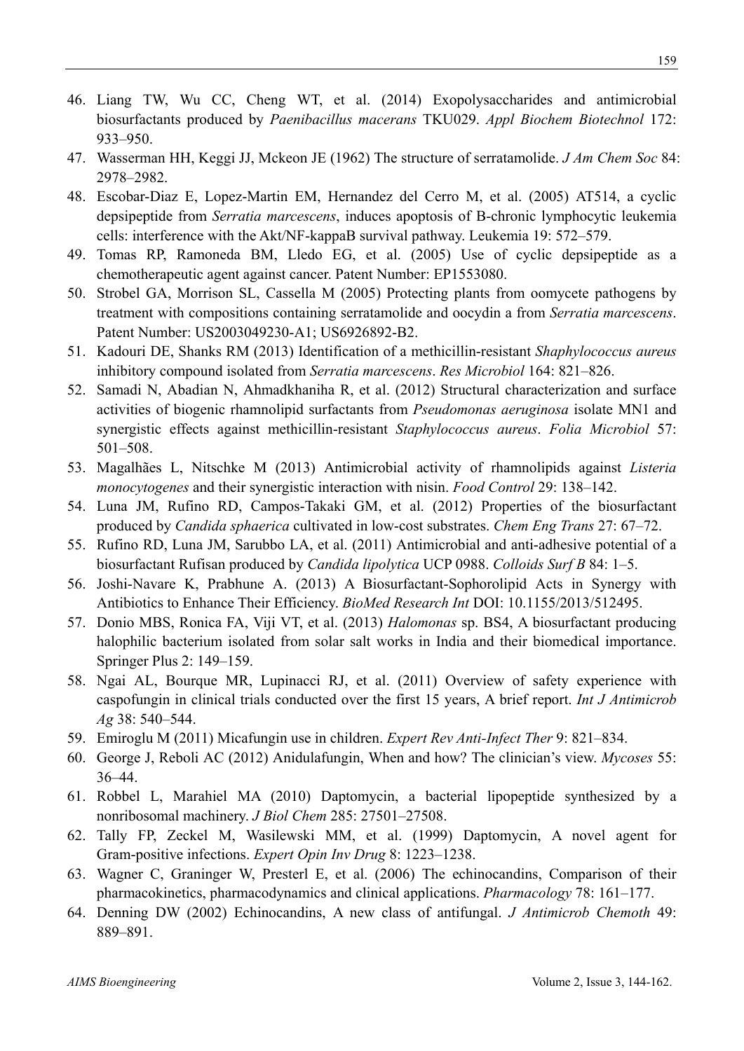46. Liang TW, Wu CC, Cheng WT, et al. (2014) Exopolysaccharides and antimicrobial biosurfactants produced by *Paenibacillus macerans* TKU029. *Appl Biochem Biotechnol* 172: 933–950.
47. Wasserman HH, Keggi JJ, Mckeon JE (1962) The structure of serratamolide. *J Am Chem Soc* 84: 2978–2982.
48. Escobar-Diaz E, Lopez-Martin EM, Hernandez del Cerro M, et al. (2005) AT514, a cyclic depsipeptide from *Serratia marcescens*, induces apoptosis of B-chronic lymphocytic leukemia cells: interference with the Akt/NF-kappaB survival pathway. Leukemia 19: 572–579.
49. Tomas RP, Ramoneda BM, Lledo EG, et al. (2005) Use of cyclic depsipeptide as a chemotherapeutic agent against cancer. Patent Number: EP1553080.
50. Strobel GA, Morrison SL, Cassella M (2005) Protecting plants from oomycete pathogens by treatment with compositions containing serratamolide and oocydin a from *Serratia marcescens*. Patent Number: US2003049230-A1; US6926892-B2.
51. Kadouri DE, Shanks RM (2013) Identification of a methicillin-resistant *Shaphylococcus aureus* inhibitory compound isolated from *Serratia marcescens*. *Res Microbiol* 164: 821–826.
52. Samadi N, Abadian N, Ahmadkhaniha R, et al. (2012) Structural characterization and surface activities of biogenic rhamnolipid surfactants from *Pseudomonas aeruginosa* isolate MN1 and synergistic effects against methicillin-resistant *Staphylococcus aureus*. *Folia Microbiol* 57: 501–508.
53. Magalhães L, Nitschke M (2013) Antimicrobial activity of rhamnolipids against *Listeria monocytogenes* and their synergistic interaction with nisin. *Food Control* 29: 138–142.
54. Luna JM, Rufino RD, Campos-Takaki GM, et al. (2012) Properties of the biosurfactant produced by *Candida sphaerica* cultivated in low-cost substrates. *Chem Eng Trans* 27: 67–72.
55. Rufino RD, Luna JM, Sarubbo LA, et al. (2011) Antimicrobial and anti-adhesive potential of a biosurfactant Rufisan produced by *Candida lipolytica* UCP 0988. *Colloids Surf B* 84: 1–5.
56. Joshi-Navare K, Prabhune A. (2013) A Biosurfactant-Sophorolipid Acts in Synergy with Antibiotics to Enhance Their Efficiency. *BioMed Research Int* DOI: 10.1155/2013/512495.
57. Donio MBS, Ronica FA, Viji VT, et al. (2013) *Halomonas* sp. BS4, A biosurfactant producing halophilic bacterium isolated from solar salt works in India and their biomedical importance. Springer Plus 2: 149–159.
58. Ngai AL, Bourque MR, Lupinacci RJ, et al. (2011) Overview of safety experience with caspofungin in clinical trials conducted over the first 15 years, A brief report. *Int J Antimicrob Ag* 38: 540–544.
59. Emiroglu M (2011) Micafungin use in children. *Expert Rev Anti-Infect Ther* 9: 821–834.
60. George J, Reboli AC (2012) Anidulafungin, When and how? The clinician's view. *Mycoses* 55: 36–44.
61. Robbel L, Marahiel MA (2010) Daptomycin, a bacterial lipopeptide synthesized by a nonribosomal machinery. *J Biol Chem* 285: 27501–27508.
62. Tally FP, Zeckel M, Wasilewski MM, et al. (1999) Daptomycin, A novel agent for Gram-positive infections. *Expert Opin Inv Drug* 8: 1223–1238.
63. Wagner C, Graninger W, Presterl E, et al. (2006) The echinocandins, Comparison of their pharmacokinetics, pharmacodynamics and clinical applications. *Pharmacology* 78: 161–177.
64. Denning DW (2002) Echinocandins, A new class of antifungal. *J Antimicrob Chemoth* 49: 889–891.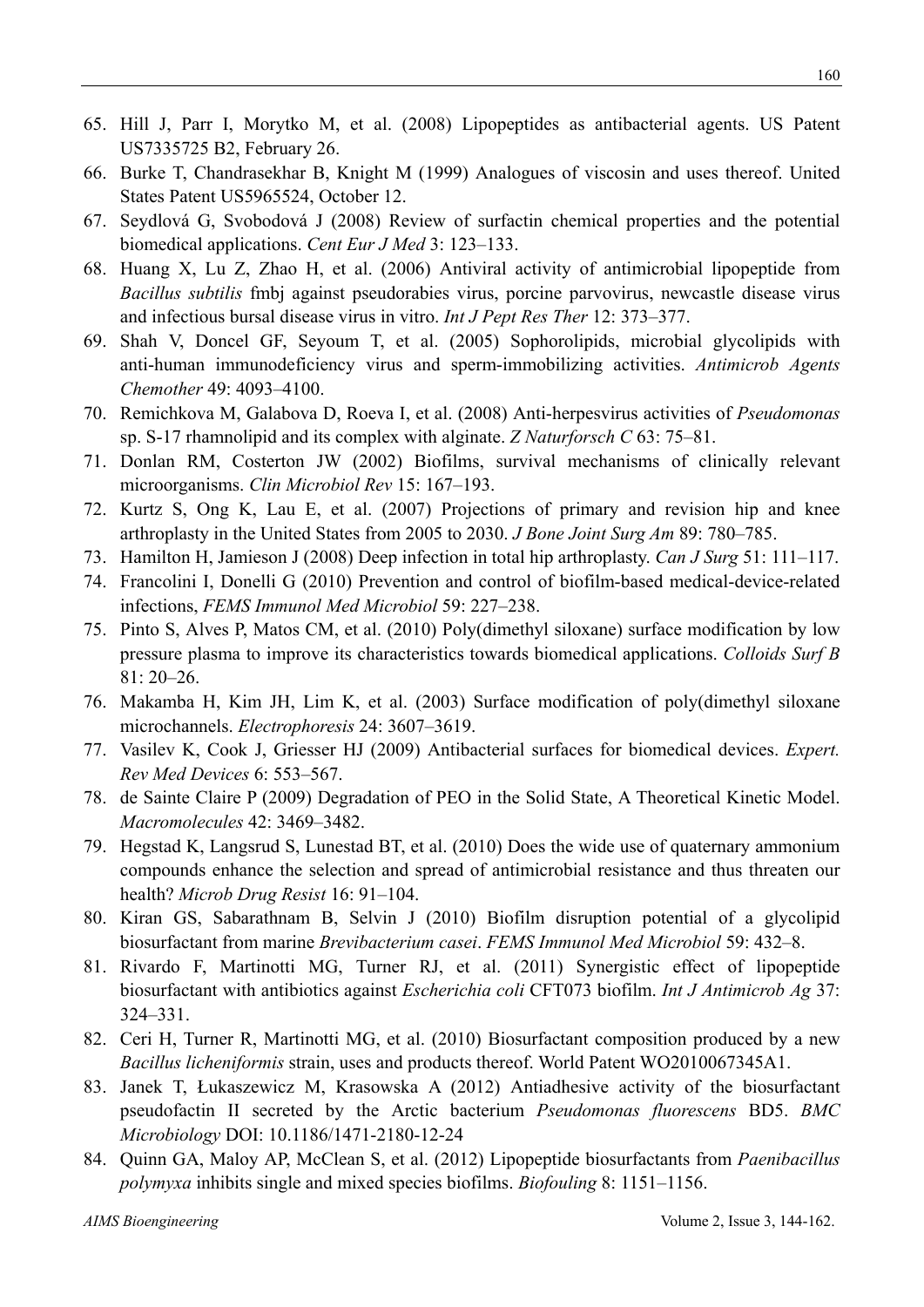65. Hill J, Parr I, Morytko M, et al. (2008) Lipopeptides as antibacterial agents. US Patent US7335725 B2, February 26.
66. Burke T, Chandrasekhar B, Knight M (1999) Analogues of viscosin and uses thereof. United States Patent US5965524, October 12.
67. Seydlová G, Svobodová J (2008) Review of surfactin chemical properties and the potential biomedical applications. *Cent Eur J Med* 3: 123–133.
68. Huang X, Lu Z, Zhao H, et al. (2006) Antiviral activity of antimicrobial lipopeptide from *Bacillus subtilis* fmbj against pseudorabies virus, porcine parvovirus, newcastle disease virus and infectious bursal disease virus in vitro. *Int J Pept Res Ther* 12: 373–377.
69. Shah V, Doncel GF, Seyoum T, et al. (2005) Sophorolipids, microbial glycolipids with anti-human immunodeficiency virus and sperm-immobilizing activities. *Antimicrob Agents Chemother* 49: 4093–4100.
70. Remichkova M, Galabova D, Roeva I, et al. (2008) Anti-herpesvirus activities of *Pseudomonas* sp. S-17 rhamnolipid and its complex with alginate. *Z Naturforsch C* 63: 75–81.
71. Donlan RM, Costerton JW (2002) Biofilms, survival mechanisms of clinically relevant microorganisms. *Clin Microbiol Rev* 15: 167–193.
72. Kurtz S, Ong K, Lau E, et al. (2007) Projections of primary and revision hip and knee arthroplasty in the United States from 2005 to 2030. *J Bone Joint Surg Am* 89: 780–785.
73. Hamilton H, Jamieson J (2008) Deep infection in total hip arthroplasty. *Can J Surg* 51: 111–117.
74. Francolini I, Donelli G (2010) Prevention and control of biofilm-based medical-device-related infections, *FEMS Immunol Med Microbiol* 59: 227–238.
75. Pinto S, Alves P, Matos CM, et al. (2010) Poly(dimethyl siloxane) surface modification by low pressure plasma to improve its characteristics towards biomedical applications. *Colloids Surf B* 81: 20–26.
76. Makamba H, Kim JH, Lim K, et al. (2003) Surface modification of poly(dimethyl siloxane microchannels. *Electrophoresis* 24: 3607–3619.
77. Vasilev K, Cook J, Griesser HJ (2009) Antibacterial surfaces for biomedical devices. *Expert. Rev Med Devices* 6: 553–567.
78. de Sainte Claire P (2009) Degradation of PEO in the Solid State, A Theoretical Kinetic Model. *Macromolecules* 42: 3469–3482.
79. Hegstad K, Langsrud S, Lunestad BT, et al. (2010) Does the wide use of quaternary ammonium compounds enhance the selection and spread of antimicrobial resistance and thus threaten our health? *Microb Drug Resist* 16: 91–104.
80. Kiran GS, Sabarathnam B, Selvin J (2010) Biofilm disruption potential of a glycolipid biosurfactant from marine *Brevibacterium casei*. *FEMS Immunol Med Microbiol* 59: 432–8.
81. Rivardo F, Martinotti MG, Turner RJ, et al. (2011) Synergistic effect of lipopeptide biosurfactant with antibiotics against *Escherichia coli* CFT073 biofilm. *Int J Antimicrob Ag* 37: 324–331.
82. Ceri H, Turner R, Martinotti MG, et al. (2010) Biosurfactant composition produced by a new *Bacillus licheniformis* strain, uses and products thereof. World Patent WO2010067345A1.
83. Janek T, Łukaszewicz M, Krasowska A (2012) Antiadhesive activity of the biosurfactant pseudofactin II secreted by the Arctic bacterium *Pseudomonas fluorescens* BD5. *BMC Microbiology* DOI: 10.1186/1471-2180-12-24
84. Quinn GA, Maloy AP, McClean S, et al. (2012) Lipopeptide biosurfactants from *Paenibacillus polymyxa* inhibits single and mixed species biofilms. *Biofouling* 8: 1151–1156.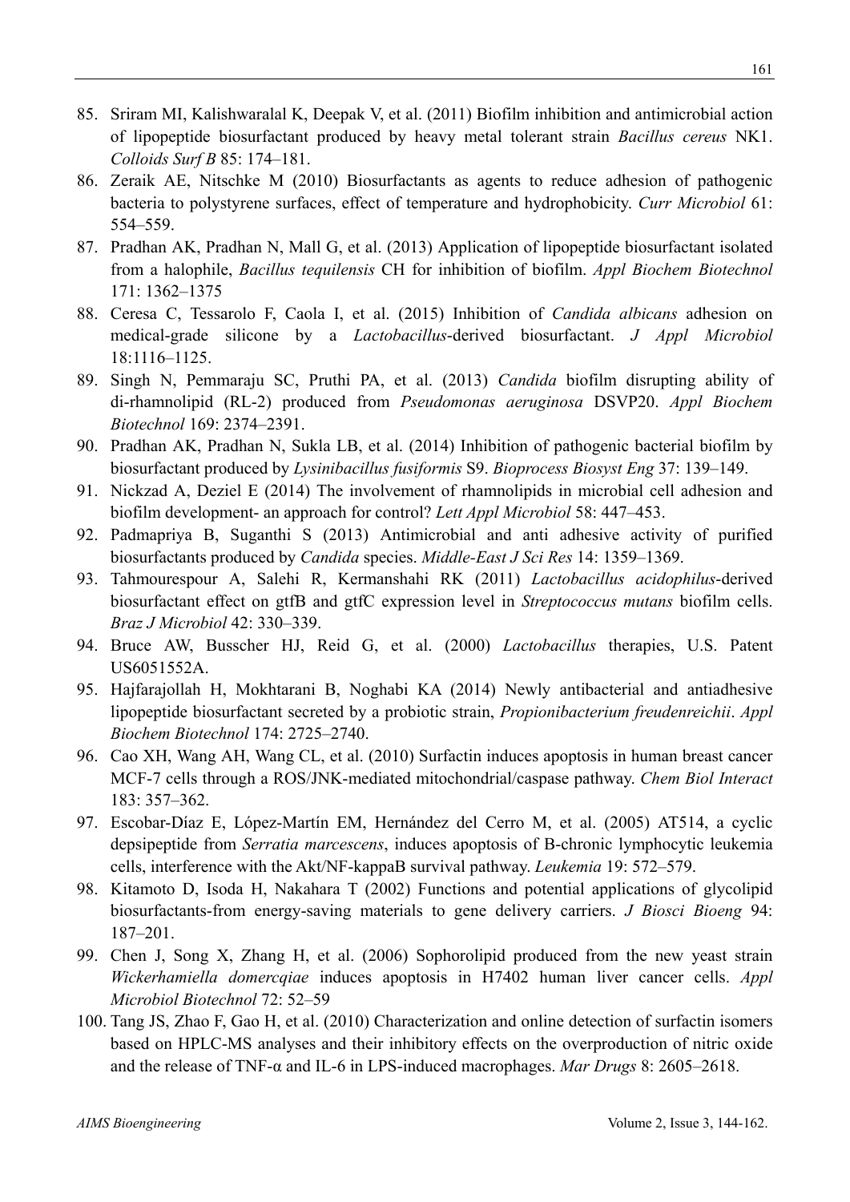85. Sriram MI, Kalishwaralal K, Deepak V, et al. (2011) Biofilm inhibition and antimicrobial action of lipopeptide biosurfactant produced by heavy metal tolerant strain *Bacillus cereus* NK1. *Colloids Surf B* 85: 174–181.
86. Zeraik AE, Nitschke M (2010) Biosurfactants as agents to reduce adhesion of pathogenic bacteria to polystyrene surfaces, effect of temperature and hydrophobicity. *Curr Microbiol* 61: 554–559.
87. Pradhan AK, Pradhan N, Mall G, et al. (2013) Application of lipopeptide biosurfactant isolated from a halophile, *Bacillus tequilensis* CH for inhibition of biofilm. *Appl Biochem Biotechnol* 171: 1362–1375
88. Ceresa C, Tessarolo F, Caola I, et al. (2015) Inhibition of *Candida albicans* adhesion on medical-grade silicone by a *Lactobacillus*-derived biosurfactant. *J Appl Microbiol* 18:1116–1125.
89. Singh N, Pemmaraju SC, Pruthi PA, et al. (2013) *Candida* biofilm disrupting ability of di-rhamnolipid (RL-2) produced from *Pseudomonas aeruginosa* DSVP20. *Appl Biochem Biotechnol* 169: 2374–2391.
90. Pradhan AK, Pradhan N, Sukla LB, et al. (2014) Inhibition of pathogenic bacterial biofilm by biosurfactant produced by *Lysinibacillus fusiformis* S9. *Bioprocess Biosyst Eng* 37: 139–149.
91. Nickzad A, Deziel E (2014) The involvement of rhamnolipids in microbial cell adhesion and biofilm development- an approach for control? *Lett Appl Microbiol* 58: 447–453.
92. Padmapriya B, Suganthi S (2013) Antimicrobial and anti adhesive activity of purified biosurfactants produced by *Candida* species. *Middle-East J Sci Res* 14: 1359–1369.
93. Tahmourespour A, Salehi R, Kermanshahi RK (2011) *Lactobacillus acidophilus*-derived biosurfactant effect on gtfB and gtfC expression level in *Streptococcus mutans* biofilm cells. *Braz J Microbiol* 42: 330–339.
94. Bruce AW, Busscher HJ, Reid G, et al. (2000) *Lactobacillus* therapies, U.S. Patent US6051552A.
95. Hajfarajollah H, Mokhtarani B, Noghabi KA (2014) Newly antibacterial and antiadhesive lipopeptide biosurfactant secreted by a probiotic strain, *Propionibacterium freudenreichii*. *Appl Biochem Biotechnol* 174: 2725–2740.
96. Cao XH, Wang AH, Wang CL, et al. (2010) Surfactin induces apoptosis in human breast cancer MCF-7 cells through a ROS/JNK-mediated mitochondrial/caspase pathway. *Chem Biol Interact* 183: 357–362.
97. Escobar-Díaz E, López-Martín EM, Hernández del Cerro M, et al. (2005) AT514, a cyclic depsipeptide from *Serratia marcescens*, induces apoptosis of B-chronic lymphocytic leukemia cells, interference with the Akt/NF-kappaB survival pathway. *Leukemia* 19: 572–579.
98. Kitamoto D, Isoda H, Nakahara T (2002) Functions and potential applications of glycolipid biosurfactants-from energy-saving materials to gene delivery carriers. *J Biosci Bioeng* 94: 187–201.
99. Chen J, Song X, Zhang H, et al. (2006) Sophorolipid produced from the new yeast strain *Wickerhamiella domercqiae* induces apoptosis in H7402 human liver cancer cells. *Appl Microbiol Biotechnol* 72: 52–59
100. Tang JS, Zhao F, Gao H, et al. (2010) Characterization and online detection of surfactin isomers based on HPLC-MS analyses and their inhibitory effects on the overproduction of nitric oxide and the release of TNF-α and IL-6 in LPS-induced macrophages. *Mar Drugs* 8: 2605–2618.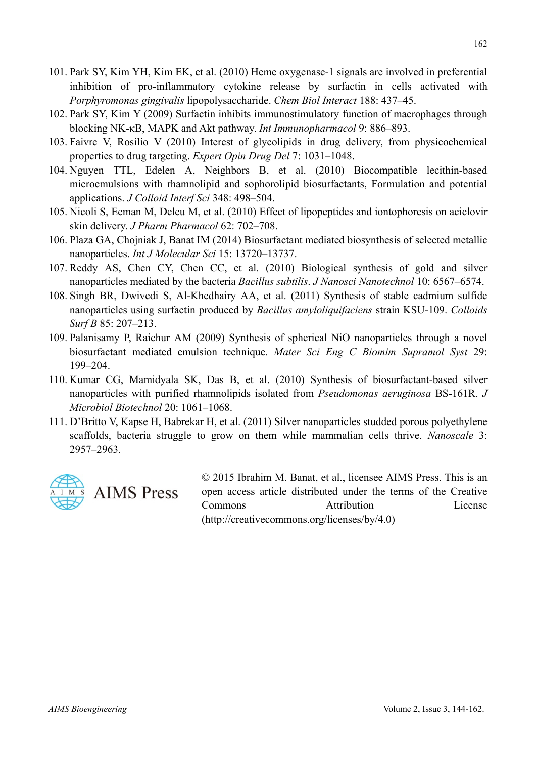101. Park SY, Kim YH, Kim EK, et al. (2010) Heme oxygenase-1 signals are involved in preferential inhibition of pro-inflammatory cytokine release by surfactin in cells activated with *Porphyromonas gingivalis* lipopolysaccharide. *Chem Biol Interact* 188: 437–45.
102. Park SY, Kim Y (2009) Surfactin inhibits immunostimulatory function of macrophages through blocking NK-κB, MAPK and Akt pathway. *Int Immunopharmacol* 9: 886–893.
103. Faivre V, Rosilio V (2010) Interest of glycolipids in drug delivery, from physicochemical properties to drug targeting. *Expert Opin Drug Del* 7: 1031–1048.
104. Nguyen TTL, Edelen A, Neighbors B, et al. (2010) Biocompatible lecithin-based microemulsions with rhamnolipid and sophorolipid biosurfactants, Formulation and potential applications. *J Colloid Interf Sci* 348: 498–504.
105. Nicoli S, Eeman M, Deleu M, et al. (2010) Effect of lipopeptides and iontophoresis on aciclovir skin delivery. *J Pharm Pharmacol* 62: 702–708.
106. Plaza GA, Chojniak J, Banat IM (2014) Biosurfactant mediated biosynthesis of selected metallic nanoparticles. *Int J Molecular Sci* 15: 13720–13737.
107. Reddy AS, Chen CY, Chen CC, et al. (2010) Biological synthesis of gold and silver nanoparticles mediated by the bacteria *Bacillus subtilis*. *J Nanosci Nanotechnol* 10: 6567–6574.
108. Singh BR, Dwivedi S, Al-Khedhairy AA, et al. (2011) Synthesis of stable cadmium sulfide nanoparticles using surfactin produced by *Bacillus amyloliquifaciens* strain KSU-109. *Colloids Surf B* 85: 207–213.
109. Palanisamy P, Raichur AM (2009) Synthesis of spherical NiO nanoparticles through a novel biosurfactant mediated emulsion technique. *Mater Sci Eng C Biomim Supramol Syst* 29: 199–204.
110. Kumar CG, Mamidyala SK, Das B, et al. (2010) Synthesis of biosurfactant-based silver nanoparticles with purified rhamnolipids isolated from *Pseudomonas aeruginosa* BS-161R. *J Microbiol Biotechnol* 20: 1061–1068.
111. D'Britto V, Kapse H, Babrekar H, et al. (2011) Silver nanoparticles studded porous polyethylene scaffolds, bacteria struggle to grow on them while mammalian cells thrive. *Nanoscale* 3: 2957–2963.

AIMS Press

© 2015 Ibrahim M. Banat, et al., licensee AIMS Press. This is an open access article distributed under the terms of the Creative Commons Attribution License (http://creativecommons.org/licenses/by/4.0)